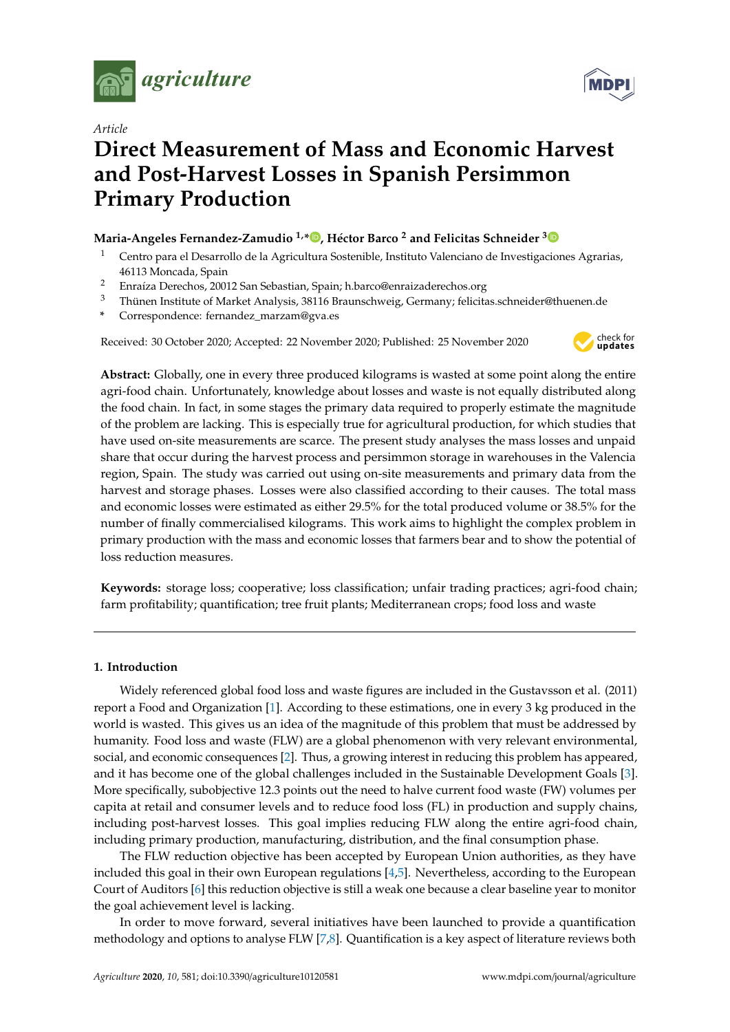*Article*

# Direct Measurement of Mass and Economic Harvest and Post-Harvest Losses in Spanish Persimmon Primary Production

**Maria-Angeles Fernandez-Zamudio [1,*], Héctor Barco [2] and Felicitas Schneider [3]**

[1] Centro para el Desarrollo de la Agricultura Sostenible, Instituto Valenciano de Investigaciones Agrarias, 46113 Moncada, Spain

[2] Enraíza Derechos, 20012 San Sebastian, Spain; h.barco@enraizaderechos.org

[3] Thünen Institute of Market Analysis, 38116 Braunschweig, Germany; felicitas.schneider@thuenen.de

* Correspondence: fernandez_marzam@gva.es

Received: 30 October 2020; Accepted: 22 November 2020; Published: 25 November 2020

**Abstract:** Globally, one in every three produced kilograms is wasted at some point along the entire agri-food chain. Unfortunately, knowledge about losses and waste is not equally distributed along the food chain. In fact, in some stages the primary data required to properly estimate the magnitude of the problem are lacking. This is especially true for agricultural production, for which studies that have used on-site measurements are scarce. The present study analyses the mass losses and unpaid share that occur during the harvest process and persimmon storage in warehouses in the Valencia region, Spain. The study was carried out using on-site measurements and primary data from the harvest and storage phases. Losses were also classified according to their causes. The total mass and economic losses were estimated as either 29.5% for the total produced volume or 38.5% for the number of finally commercialised kilograms. This work aims to highlight the complex problem in primary production with the mass and economic losses that farmers bear and to show the potential of loss reduction measures.

**Keywords:** storage loss; cooperative; loss classification; unfair trading practices; agri-food chain; farm profitability; quantification; tree fruit plants; Mediterranean crops; food loss and waste

## 1. Introduction

Widely referenced global food loss and waste figures are included in the Gustavsson et al. (2011) report a Food and Organization [1]. According to these estimations, one in every 3 kg produced in the world is wasted. This gives us an idea of the magnitude of this problem that must be addressed by humanity. Food loss and waste (FLW) are a global phenomenon with very relevant environmental, social, and economic consequences [2]. Thus, a growing interest in reducing this problem has appeared, and it has become one of the global challenges included in the Sustainable Development Goals [3]. More specifically, subobjective 12.3 points out the need to halve current food waste (FW) volumes per capita at retail and consumer levels and to reduce food loss (FL) in production and supply chains, including post-harvest losses. This goal implies reducing FLW along the entire agri-food chain, including primary production, manufacturing, distribution, and the final consumption phase.

The FLW reduction objective has been accepted by European Union authorities, as they have included this goal in their own European regulations [4,5]. Nevertheless, according to the European Court of Auditors [6] this reduction objective is still a weak one because a clear baseline year to monitor the goal achievement level is lacking.

In order to move forward, several initiatives have been launched to provide a quantification methodology and options to analyse FLW [7,8]. Quantification is a key aspect of literature reviews both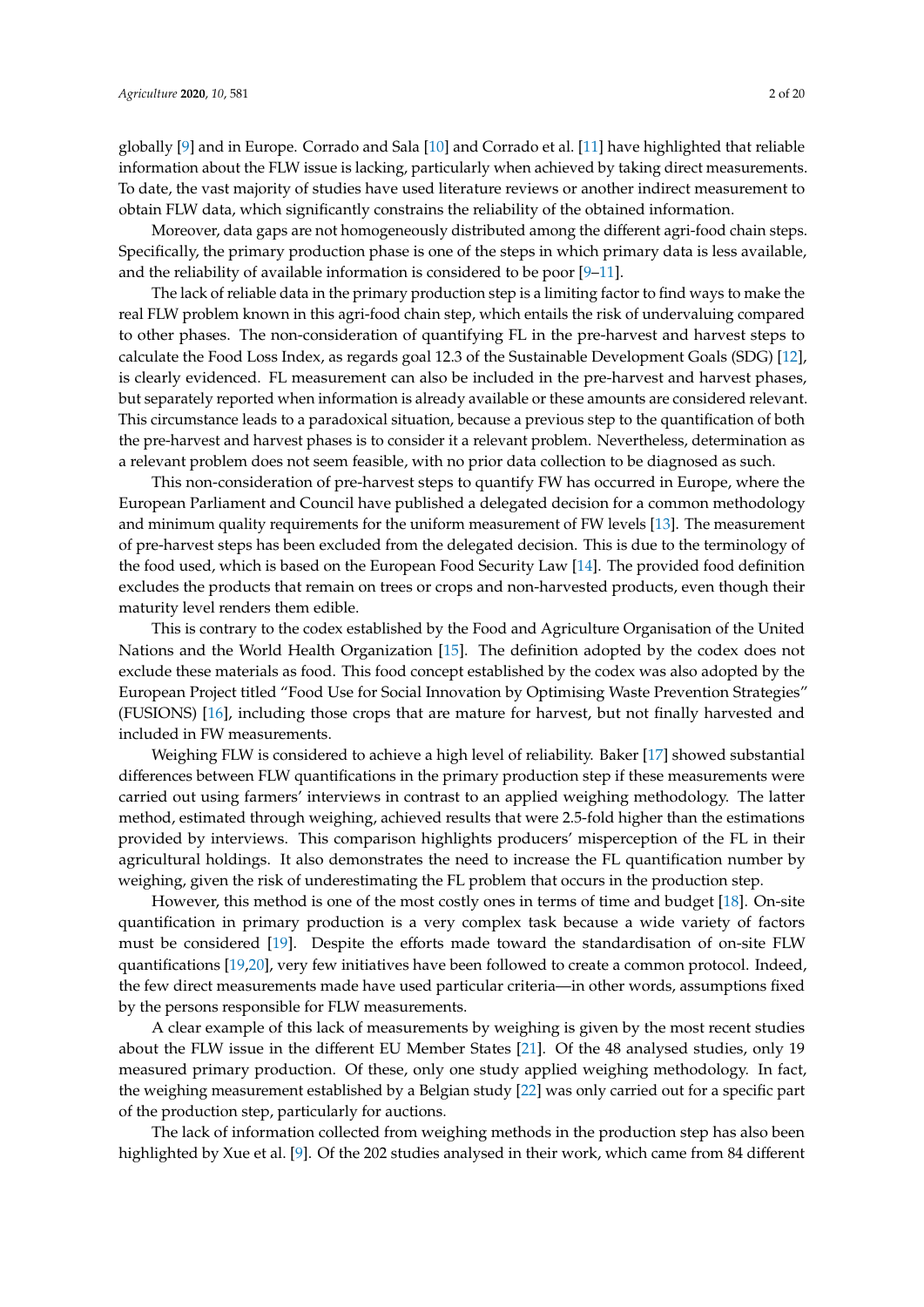globally [9] and in Europe. Corrado and Sala [10] and Corrado et al. [11] have highlighted that reliable information about the FLW issue is lacking, particularly when achieved by taking direct measurements. To date, the vast majority of studies have used literature reviews or another indirect measurement to obtain FLW data, which significantly constrains the reliability of the obtained information.

Moreover, data gaps are not homogeneously distributed among the different agri-food chain steps. Specifically, the primary production phase is one of the steps in which primary data is less available, and the reliability of available information is considered to be poor [9–11].

The lack of reliable data in the primary production step is a limiting factor to find ways to make the real FLW problem known in this agri-food chain step, which entails the risk of undervaluing compared to other phases. The non-consideration of quantifying FL in the pre-harvest and harvest steps to calculate the Food Loss Index, as regards goal 12.3 of the Sustainable Development Goals (SDG) [12], is clearly evidenced. FL measurement can also be included in the pre-harvest and harvest phases, but separately reported when information is already available or these amounts are considered relevant. This circumstance leads to a paradoxical situation, because a previous step to the quantification of both the pre-harvest and harvest phases is to consider it a relevant problem. Nevertheless, determination as a relevant problem does not seem feasible, with no prior data collection to be diagnosed as such.

This non-consideration of pre-harvest steps to quantify FW has occurred in Europe, where the European Parliament and Council have published a delegated decision for a common methodology and minimum quality requirements for the uniform measurement of FW levels [13]. The measurement of pre-harvest steps has been excluded from the delegated decision. This is due to the terminology of the food used, which is based on the European Food Security Law [14]. The provided food definition excludes the products that remain on trees or crops and non-harvested products, even though their maturity level renders them edible.

This is contrary to the codex established by the Food and Agriculture Organisation of the United Nations and the World Health Organization [15]. The definition adopted by the codex does not exclude these materials as food. This food concept established by the codex was also adopted by the European Project titled "Food Use for Social Innovation by Optimising Waste Prevention Strategies" (FUSIONS) [16], including those crops that are mature for harvest, but not finally harvested and included in FW measurements.

Weighing FLW is considered to achieve a high level of reliability. Baker [17] showed substantial differences between FLW quantifications in the primary production step if these measurements were carried out using farmers' interviews in contrast to an applied weighing methodology. The latter method, estimated through weighing, achieved results that were 2.5-fold higher than the estimations provided by interviews. This comparison highlights producers' misperception of the FL in their agricultural holdings. It also demonstrates the need to increase the FL quantification number by weighing, given the risk of underestimating the FL problem that occurs in the production step.

However, this method is one of the most costly ones in terms of time and budget [18]. On-site quantification in primary production is a very complex task because a wide variety of factors must be considered [19]. Despite the efforts made toward the standardisation of on-site FLW quantifications [19,20], very few initiatives have been followed to create a common protocol. Indeed, the few direct measurements made have used particular criteria—in other words, assumptions fixed by the persons responsible for FLW measurements.

A clear example of this lack of measurements by weighing is given by the most recent studies about the FLW issue in the different EU Member States [21]. Of the 48 analysed studies, only 19 measured primary production. Of these, only one study applied weighing methodology. In fact, the weighing measurement established by a Belgian study [22] was only carried out for a specific part of the production step, particularly for auctions.

The lack of information collected from weighing methods in the production step has also been highlighted by Xue et al. [9]. Of the 202 studies analysed in their work, which came from 84 different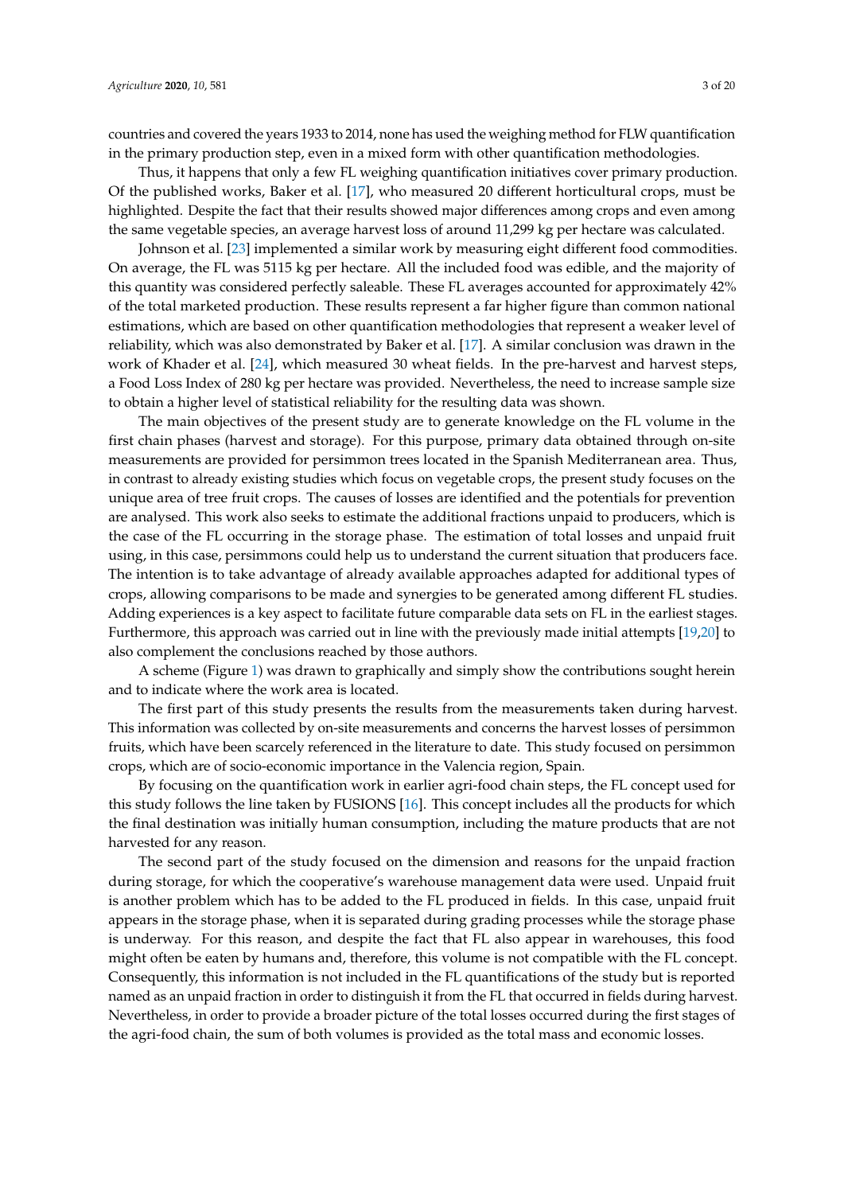countries and covered the years 1933 to 2014, none has used the weighing method for FLW quantification in the primary production step, even in a mixed form with other quantification methodologies.

Thus, it happens that only a few FL weighing quantification initiatives cover primary production. Of the published works, Baker et al. [17], who measured 20 different horticultural crops, must be highlighted. Despite the fact that their results showed major differences among crops and even among the same vegetable species, an average harvest loss of around 11,299 kg per hectare was calculated.

Johnson et al. [23] implemented a similar work by measuring eight different food commodities. On average, the FL was 5115 kg per hectare. All the included food was edible, and the majority of this quantity was considered perfectly saleable. These FL averages accounted for approximately 42% of the total marketed production. These results represent a far higher figure than common national estimations, which are based on other quantification methodologies that represent a weaker level of reliability, which was also demonstrated by Baker et al. [17]. A similar conclusion was drawn in the work of Khader et al. [24], which measured 30 wheat fields. In the pre-harvest and harvest steps, a Food Loss Index of 280 kg per hectare was provided. Nevertheless, the need to increase sample size to obtain a higher level of statistical reliability for the resulting data was shown.

The main objectives of the present study are to generate knowledge on the FL volume in the first chain phases (harvest and storage). For this purpose, primary data obtained through on-site measurements are provided for persimmon trees located in the Spanish Mediterranean area. Thus, in contrast to already existing studies which focus on vegetable crops, the present study focuses on the unique area of tree fruit crops. The causes of losses are identified and the potentials for prevention are analysed. This work also seeks to estimate the additional fractions unpaid to producers, which is the case of the FL occurring in the storage phase. The estimation of total losses and unpaid fruit using, in this case, persimmons could help us to understand the current situation that producers face. The intention is to take advantage of already available approaches adapted for additional types of crops, allowing comparisons to be made and synergies to be generated among different FL studies. Adding experiences is a key aspect to facilitate future comparable data sets on FL in the earliest stages. Furthermore, this approach was carried out in line with the previously made initial attempts [19,20] to also complement the conclusions reached by those authors.

A scheme (Figure 1) was drawn to graphically and simply show the contributions sought herein and to indicate where the work area is located.

The first part of this study presents the results from the measurements taken during harvest. This information was collected by on-site measurements and concerns the harvest losses of persimmon fruits, which have been scarcely referenced in the literature to date. This study focused on persimmon crops, which are of socio-economic importance in the Valencia region, Spain.

By focusing on the quantification work in earlier agri-food chain steps, the FL concept used for this study follows the line taken by FUSIONS [16]. This concept includes all the products for which the final destination was initially human consumption, including the mature products that are not harvested for any reason.

The second part of the study focused on the dimension and reasons for the unpaid fraction during storage, for which the cooperative's warehouse management data were used. Unpaid fruit is another problem which has to be added to the FL produced in fields. In this case, unpaid fruit appears in the storage phase, when it is separated during grading processes while the storage phase is underway. For this reason, and despite the fact that FL also appear in warehouses, this food might often be eaten by humans and, therefore, this volume is not compatible with the FL concept. Consequently, this information is not included in the FL quantifications of the study but is reported named as an unpaid fraction in order to distinguish it from the FL that occurred in fields during harvest. Nevertheless, in order to provide a broader picture of the total losses occurred during the first stages of the agri-food chain, the sum of both volumes is provided as the total mass and economic losses.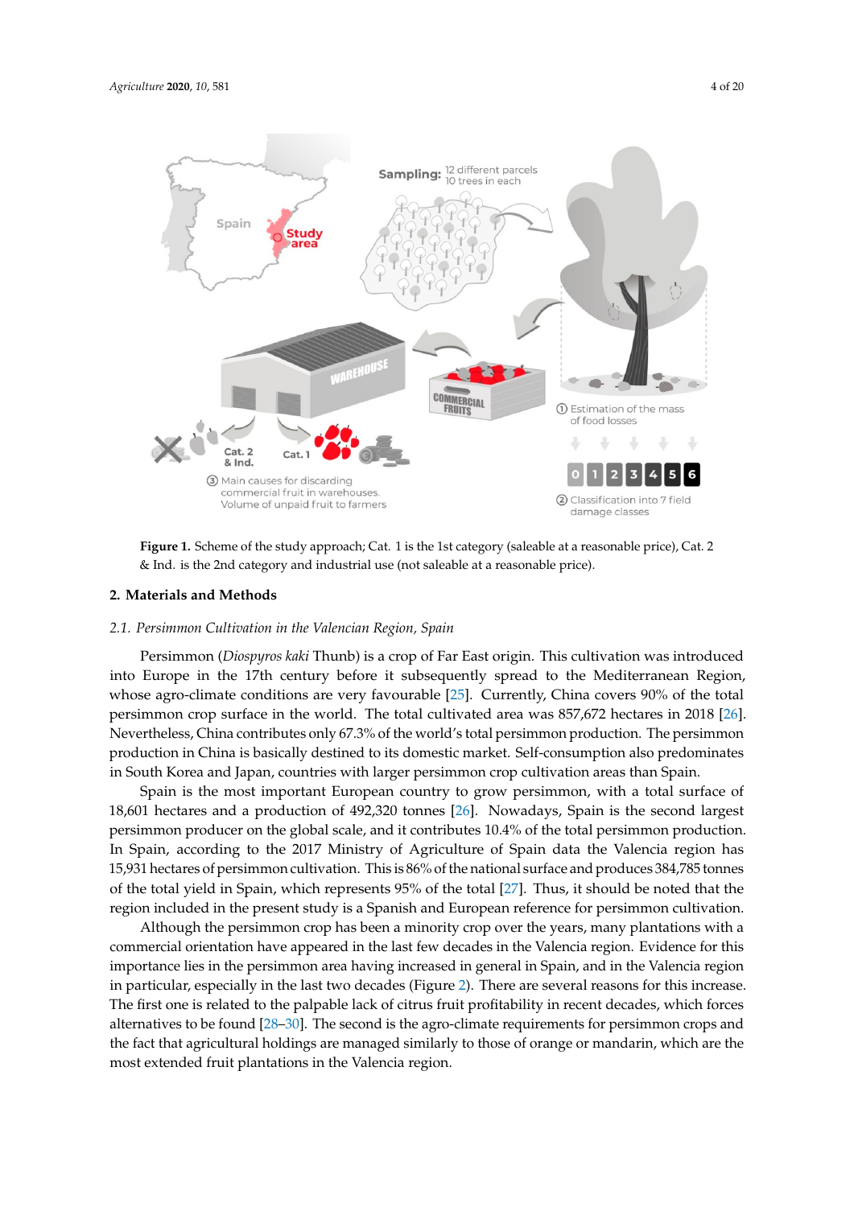**Figure 1.** Scheme of the study approach; Cat. 1 is the 1st category (saleable at a reasonable price), Cat. 2 & Ind. is the 2nd category and industrial use (not saleable at a reasonable price).

## 2. Materials and Methods

### 2.1. Persimmon Cultivation in the Valencian Region, Spain

Persimmon (*Diospyros kaki* Thunb) is a crop of Far East origin. This cultivation was introduced into Europe in the 17th century before it subsequently spread to the Mediterranean Region, whose agro-climate conditions are very favourable [25]. Currently, China covers 90% of the total persimmon crop surface in the world. The total cultivated area was 857,672 hectares in 2018 [26]. Nevertheless, China contributes only 67.3% of the world's total persimmon production. The persimmon production in China is basically destined to its domestic market. Self-consumption also predominates in South Korea and Japan, countries with larger persimmon crop cultivation areas than Spain.

Spain is the most important European country to grow persimmon, with a total surface of 18,601 hectares and a production of 492,320 tonnes [26]. Nowadays, Spain is the second largest persimmon producer on the global scale, and it contributes 10.4% of the total persimmon production. In Spain, according to the 2017 Ministry of Agriculture of Spain data the Valencia region has 15,931 hectares of persimmon cultivation. This is 86% of the national surface and produces 384,785 tonnes of the total yield in Spain, which represents 95% of the total [27]. Thus, it should be noted that the region included in the present study is a Spanish and European reference for persimmon cultivation.

Although the persimmon crop has been a minority crop over the years, many plantations with a commercial orientation have appeared in the last few decades in the Valencia region. Evidence for this importance lies in the persimmon area having increased in general in Spain, and in the Valencia region in particular, especially in the last two decades (Figure 2). There are several reasons for this increase. The first one is related to the palpable lack of citrus fruit profitability in recent decades, which forces alternatives to be found [28–30]. The second is the agro-climate requirements for persimmon crops and the fact that agricultural holdings are managed similarly to those of orange or mandarin, which are the most extended fruit plantations in the Valencia region.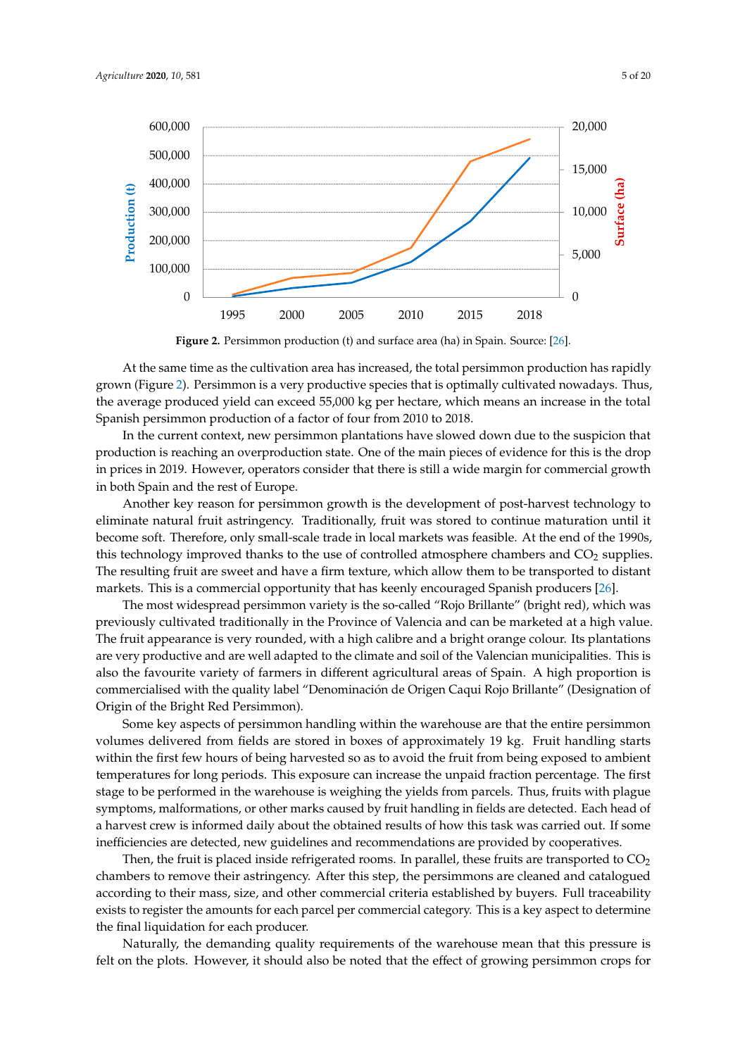**Figure 2.** Persimmon production (t) and surface area (ha) in Spain. Source: [26].

At the same time as the cultivation area has increased, the total persimmon production has rapidly grown (Figure 2). Persimmon is a very productive species that is optimally cultivated nowadays. Thus, the average produced yield can exceed 55,000 kg per hectare, which means an increase in the total Spanish persimmon production of a factor of four from 2010 to 2018.

In the current context, new persimmon plantations have slowed down due to the suspicion that production is reaching an overproduction state. One of the main pieces of evidence for this is the drop in prices in 2019. However, operators consider that there is still a wide margin for commercial growth in both Spain and the rest of Europe.

Another key reason for persimmon growth is the development of post-harvest technology to eliminate natural fruit astringency. Traditionally, fruit was stored to continue maturation until it become soft. Therefore, only small-scale trade in local markets was feasible. At the end of the 1990s, this technology improved thanks to the use of controlled atmosphere chambers and $CO_2$ supplies. The resulting fruit are sweet and have a firm texture, which allow them to be transported to distant markets. This is a commercial opportunity that has keenly encouraged Spanish producers [26].

The most widespread persimmon variety is the so-called "Rojo Brillante" (bright red), which was previously cultivated traditionally in the Province of Valencia and can be marketed at a high value. The fruit appearance is very rounded, with a high calibre and a bright orange colour. Its plantations are very productive and are well adapted to the climate and soil of the Valencian municipalities. This is also the favourite variety of farmers in different agricultural areas of Spain. A high proportion is commercialised with the quality label "Denominación de Origen Caqui Rojo Brillante" (Designation of Origin of the Bright Red Persimmon).

Some key aspects of persimmon handling within the warehouse are that the entire persimmon volumes delivered from fields are stored in boxes of approximately 19 kg. Fruit handling starts within the first few hours of being harvested so as to avoid the fruit from being exposed to ambient temperatures for long periods. This exposure can increase the unpaid fraction percentage. The first stage to be performed in the warehouse is weighing the yields from parcels. Thus, fruits with plague symptoms, malformations, or other marks caused by fruit handling in fields are detected. Each head of a harvest crew is informed daily about the obtained results of how this task was carried out. If some inefficiencies are detected, new guidelines and recommendations are provided by cooperatives.

Then, the fruit is placed inside refrigerated rooms. In parallel, these fruits are transported to $CO_2$ chambers to remove their astringency. After this step, the persimmons are cleaned and catalogued according to their mass, size, and other commercial criteria established by buyers. Full traceability exists to register the amounts for each parcel per commercial category. This is a key aspect to determine the final liquidation for each producer.

Naturally, the demanding quality requirements of the warehouse mean that this pressure is felt on the plots. However, it should also be noted that the effect of growing persimmon crops for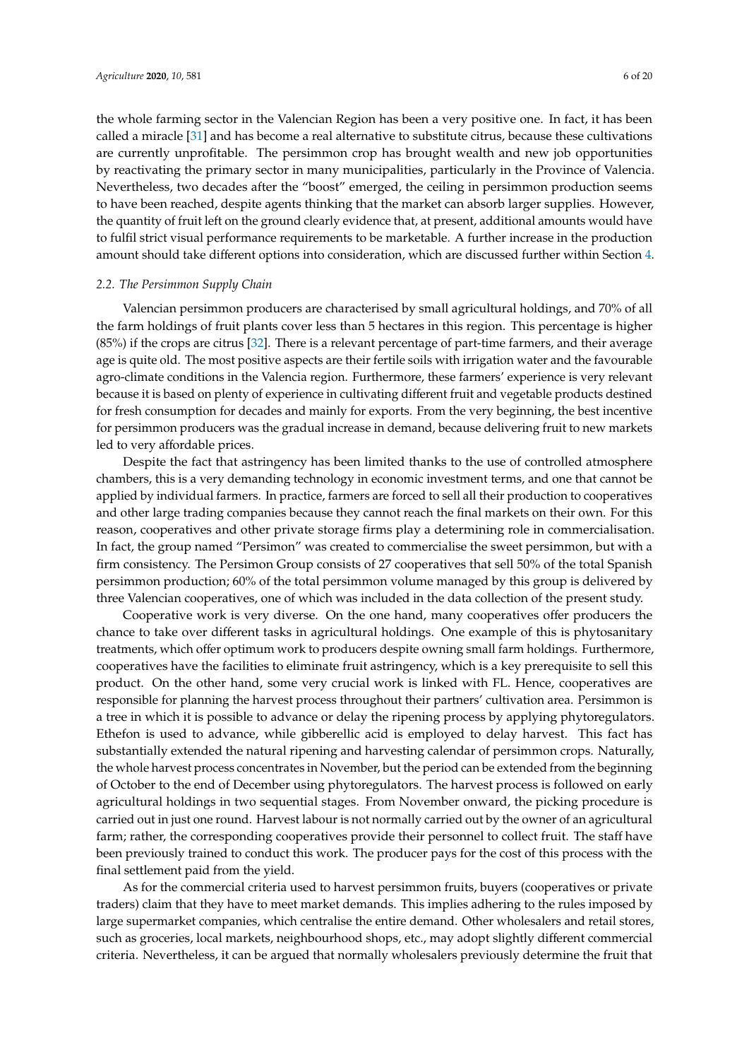the whole farming sector in the Valencian Region has been a very positive one. In fact, it has been called a miracle [31] and has become a real alternative to substitute citrus, because these cultivations are currently unprofitable. The persimmon crop has brought wealth and new job opportunities by reactivating the primary sector in many municipalities, particularly in the Province of Valencia. Nevertheless, two decades after the "boost" emerged, the ceiling in persimmon production seems to have been reached, despite agents thinking that the market can absorb larger supplies. However, the quantity of fruit left on the ground clearly evidence that, at present, additional amounts would have to fulfil strict visual performance requirements to be marketable. A further increase in the production amount should take different options into consideration, which are discussed further within Section 4.

### *2.2. The Persimmon Supply Chain*

Valencian persimmon producers are characterised by small agricultural holdings, and 70% of all the farm holdings of fruit plants cover less than 5 hectares in this region. This percentage is higher (85%) if the crops are citrus [32]. There is a relevant percentage of part-time farmers, and their average age is quite old. The most positive aspects are their fertile soils with irrigation water and the favourable agro-climate conditions in the Valencia region. Furthermore, these farmers' experience is very relevant because it is based on plenty of experience in cultivating different fruit and vegetable products destined for fresh consumption for decades and mainly for exports. From the very beginning, the best incentive for persimmon producers was the gradual increase in demand, because delivering fruit to new markets led to very affordable prices.

Despite the fact that astringency has been limited thanks to the use of controlled atmosphere chambers, this is a very demanding technology in economic investment terms, and one that cannot be applied by individual farmers. In practice, farmers are forced to sell all their production to cooperatives and other large trading companies because they cannot reach the final markets on their own. For this reason, cooperatives and other private storage firms play a determining role in commercialisation. In fact, the group named "Persimon" was created to commercialise the sweet persimmon, but with a firm consistency. The Persimon Group consists of 27 cooperatives that sell 50% of the total Spanish persimmon production; 60% of the total persimmon volume managed by this group is delivered by three Valencian cooperatives, one of which was included in the data collection of the present study.

Cooperative work is very diverse. On the one hand, many cooperatives offer producers the chance to take over different tasks in agricultural holdings. One example of this is phytosanitary treatments, which offer optimum work to producers despite owning small farm holdings. Furthermore, cooperatives have the facilities to eliminate fruit astringency, which is a key prerequisite to sell this product. On the other hand, some very crucial work is linked with FL. Hence, cooperatives are responsible for planning the harvest process throughout their partners' cultivation area. Persimmon is a tree in which it is possible to advance or delay the ripening process by applying phytoregulators. Ethefon is used to advance, while gibberellic acid is employed to delay harvest. This fact has substantially extended the natural ripening and harvesting calendar of persimmon crops. Naturally, the whole harvest process concentrates in November, but the period can be extended from the beginning of October to the end of December using phytoregulators. The harvest process is followed on early agricultural holdings in two sequential stages. From November onward, the picking procedure is carried out in just one round. Harvest labour is not normally carried out by the owner of an agricultural farm; rather, the corresponding cooperatives provide their personnel to collect fruit. The staff have been previously trained to conduct this work. The producer pays for the cost of this process with the final settlement paid from the yield.

As for the commercial criteria used to harvest persimmon fruits, buyers (cooperatives or private traders) claim that they have to meet market demands. This implies adhering to the rules imposed by large supermarket companies, which centralise the entire demand. Other wholesalers and retail stores, such as groceries, local markets, neighbourhood shops, etc., may adopt slightly different commercial criteria. Nevertheless, it can be argued that normally wholesalers previously determine the fruit that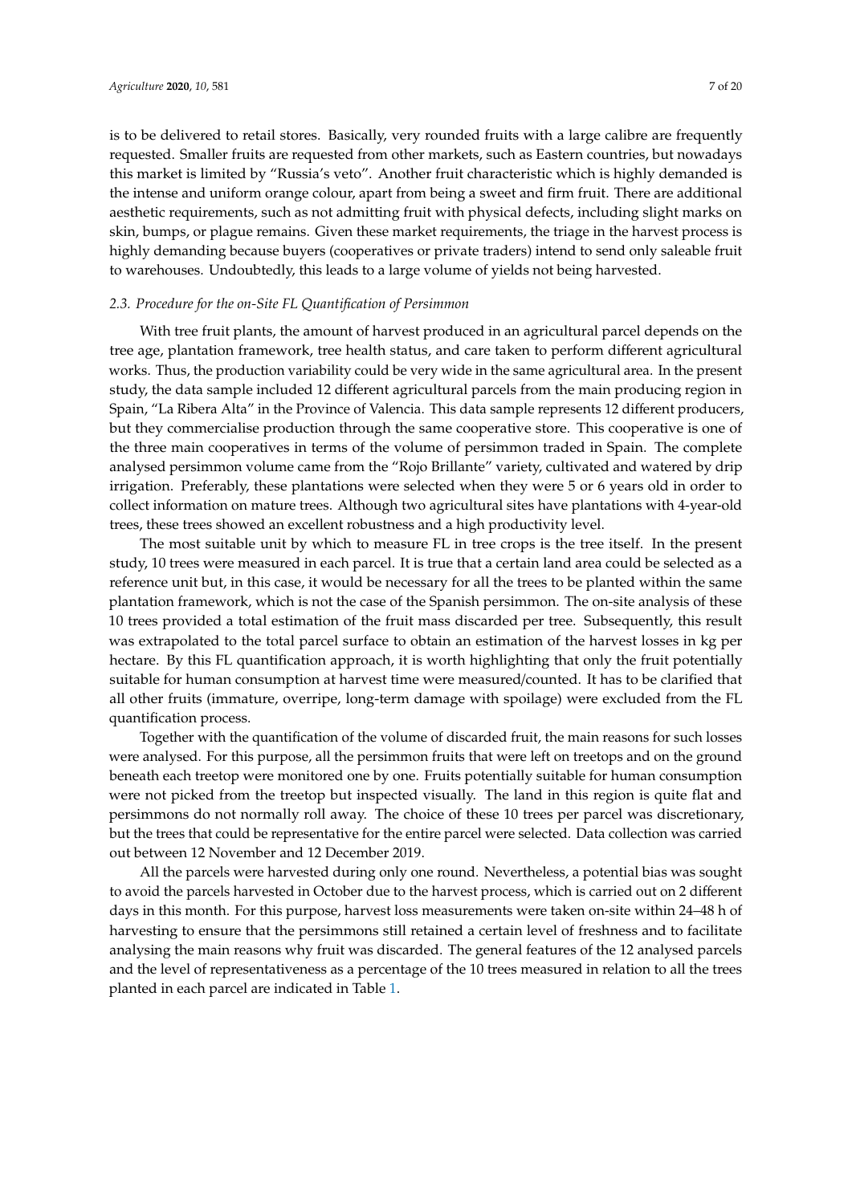is to be delivered to retail stores. Basically, very rounded fruits with a large calibre are frequently requested. Smaller fruits are requested from other markets, such as Eastern countries, but nowadays this market is limited by "Russia's veto". Another fruit characteristic which is highly demanded is the intense and uniform orange colour, apart from being a sweet and firm fruit. There are additional aesthetic requirements, such as not admitting fruit with physical defects, including slight marks on skin, bumps, or plague remains. Given these market requirements, the triage in the harvest process is highly demanding because buyers (cooperatives or private traders) intend to send only saleable fruit to warehouses. Undoubtedly, this leads to a large volume of yields not being harvested.

### *2.3. Procedure for the on-Site FL Quantification of Persimmon*

With tree fruit plants, the amount of harvest produced in an agricultural parcel depends on the tree age, plantation framework, tree health status, and care taken to perform different agricultural works. Thus, the production variability could be very wide in the same agricultural area. In the present study, the data sample included 12 different agricultural parcels from the main producing region in Spain, "La Ribera Alta" in the Province of Valencia. This data sample represents 12 different producers, but they commercialise production through the same cooperative store. This cooperative is one of the three main cooperatives in terms of the volume of persimmon traded in Spain. The complete analysed persimmon volume came from the "Rojo Brillante" variety, cultivated and watered by drip irrigation. Preferably, these plantations were selected when they were 5 or 6 years old in order to collect information on mature trees. Although two agricultural sites have plantations with 4-year-old trees, these trees showed an excellent robustness and a high productivity level.

The most suitable unit by which to measure FL in tree crops is the tree itself. In the present study, 10 trees were measured in each parcel. It is true that a certain land area could be selected as a reference unit but, in this case, it would be necessary for all the trees to be planted within the same plantation framework, which is not the case of the Spanish persimmon. The on-site analysis of these 10 trees provided a total estimation of the fruit mass discarded per tree. Subsequently, this result was extrapolated to the total parcel surface to obtain an estimation of the harvest losses in kg per hectare. By this FL quantification approach, it is worth highlighting that only the fruit potentially suitable for human consumption at harvest time were measured/counted. It has to be clarified that all other fruits (immature, overripe, long-term damage with spoilage) were excluded from the FL quantification process.

Together with the quantification of the volume of discarded fruit, the main reasons for such losses were analysed. For this purpose, all the persimmon fruits that were left on treetops and on the ground beneath each treetop were monitored one by one. Fruits potentially suitable for human consumption were not picked from the treetop but inspected visually. The land in this region is quite flat and persimmons do not normally roll away. The choice of these 10 trees per parcel was discretionary, but the trees that could be representative for the entire parcel were selected. Data collection was carried out between 12 November and 12 December 2019.

All the parcels were harvested during only one round. Nevertheless, a potential bias was sought to avoid the parcels harvested in October due to the harvest process, which is carried out on 2 different days in this month. For this purpose, harvest loss measurements were taken on-site within 24–48 h of harvesting to ensure that the persimmons still retained a certain level of freshness and to facilitate analysing the main reasons why fruit was discarded. The general features of the 12 analysed parcels and the level of representativeness as a percentage of the 10 trees measured in relation to all the trees planted in each parcel are indicated in Table 1.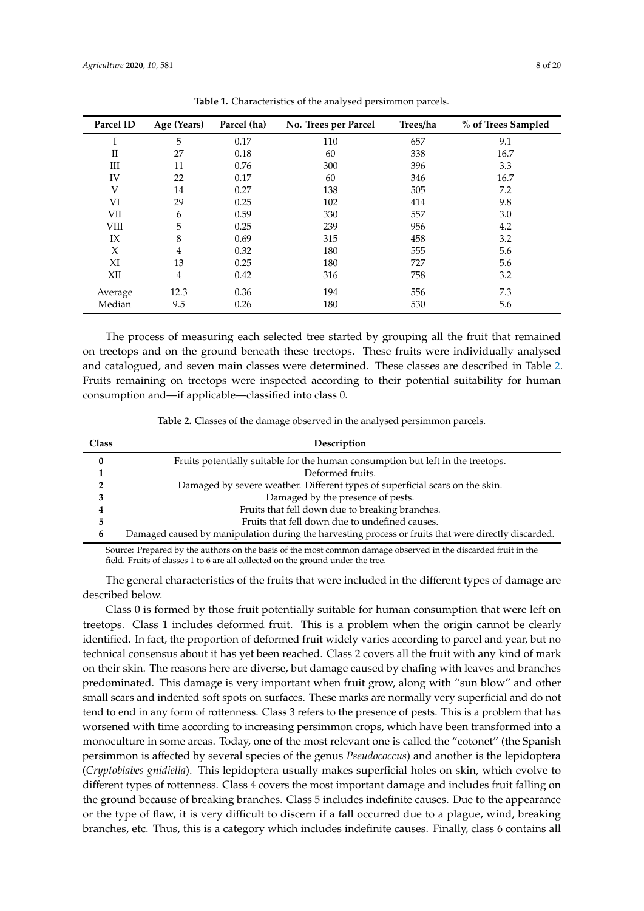**Table 1.** Characteristics of the analysed persimmon parcels.

| Parcel ID | Age (Years) | Parcel (ha) | No. Trees per Parcel | Trees/ha | % of Trees Sampled |
|---|---|---|---|---|---|
| I | 5 | 0.17 | 110 | 657 | 9.1 |
| II | 27 | 0.18 | 60 | 338 | 16.7 |
| III | 11 | 0.76 | 300 | 396 | 3.3 |
| IV | 22 | 0.17 | 60 | 346 | 16.7 |
| V | 14 | 0.27 | 138 | 505 | 7.2 |
| VI | 29 | 0.25 | 102 | 414 | 9.8 |
| VII | 6 | 0.59 | 330 | 557 | 3.0 |
| VIII | 5 | 0.25 | 239 | 956 | 4.2 |
| IX | 8 | 0.69 | 315 | 458 | 3.2 |
| X | 4 | 0.32 | 180 | 555 | 5.6 |
| XI | 13 | 0.25 | 180 | 727 | 5.6 |
| XII | 4 | 0.42 | 316 | 758 | 3.2 |
| Average | 12.3 | 0.36 | 194 | 556 | 7.3 |
| Median | 9.5 | 0.26 | 180 | 530 | 5.6 |

The process of measuring each selected tree started by grouping all the fruit that remained on treetops and on the ground beneath these treetops. These fruits were individually analysed and catalogued, and seven main classes were determined. These classes are described in Table 2. Fruits remaining on treetops were inspected according to their potential suitability for human consumption and—if applicable—classified into class 0.

**Table 2.** Classes of the damage observed in the analysed persimmon parcels.

| Class | Description |
|---|---|
| **0** | Fruits potentially suitable for the human consumption but left in the treetops. |
| **1** | Deformed fruits. |
| **2** | Damaged by severe weather. Different types of superficial scars on the skin. |
| **3** | Damaged by the presence of pests. |
| **4** | Fruits that fell down due to breaking branches. |
| **5** | Fruits that fell down due to undefined causes. |
| **6** | Damaged caused by manipulation during the harvesting process or fruits that were directly discarded. |

Source: Prepared by the authors on the basis of the most common damage observed in the discarded fruit in the field. Fruits of classes 1 to 6 are all collected on the ground under the tree.

The general characteristics of the fruits that were included in the different types of damage are described below.

Class 0 is formed by those fruit potentially suitable for human consumption that were left on treetops. Class 1 includes deformed fruit. This is a problem when the origin cannot be clearly identified. In fact, the proportion of deformed fruit widely varies according to parcel and year, but no technical consensus about it has yet been reached. Class 2 covers all the fruit with any kind of mark on their skin. The reasons here are diverse, but damage caused by chafing with leaves and branches predominated. This damage is very important when fruit grow, along with "sun blow" and other small scars and indented soft spots on surfaces. These marks are normally very superficial and do not tend to end in any form of rottenness. Class 3 refers to the presence of pests. This is a problem that has worsened with time according to increasing persimmon crops, which have been transformed into a monoculture in some areas. Today, one of the most relevant one is called the "cotonet" (the Spanish persimmon is affected by several species of the genus *Pseudococcus*) and another is the lepidoptera (*Cryptoblabes gnidiella*). This lepidoptera usually makes superficial holes on skin, which evolve to different types of rottenness. Class 4 covers the most important damage and includes fruit falling on the ground because of breaking branches. Class 5 includes indefinite causes. Due to the appearance or the type of flaw, it is very difficult to discern if a fall occurred due to a plague, wind, breaking branches, etc. Thus, this is a category which includes indefinite causes. Finally, class 6 contains all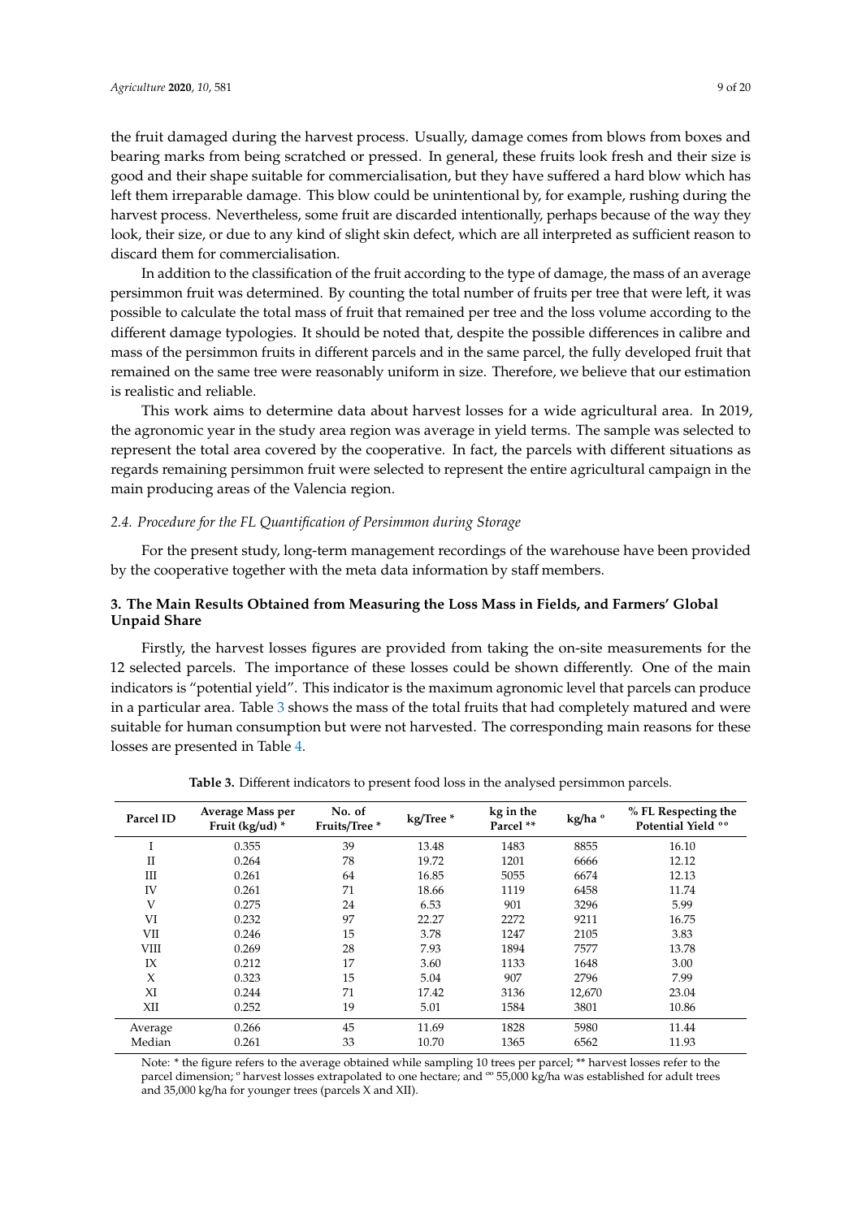the fruit damaged during the harvest process. Usually, damage comes from blows from boxes and bearing marks from being scratched or pressed. In general, these fruits look fresh and their size is good and their shape suitable for commercialisation, but they have suffered a hard blow which has left them irreparable damage. This blow could be unintentional by, for example, rushing during the harvest process. Nevertheless, some fruit are discarded intentionally, perhaps because of the way they look, their size, or due to any kind of slight skin defect, which are all interpreted as sufficient reason to discard them for commercialisation.

In addition to the classification of the fruit according to the type of damage, the mass of an average persimmon fruit was determined. By counting the total number of fruits per tree that were left, it was possible to calculate the total mass of fruit that remained per tree and the loss volume according to the different damage typologies. It should be noted that, despite the possible differences in calibre and mass of the persimmon fruits in different parcels and in the same parcel, the fully developed fruit that remained on the same tree were reasonably uniform in size. Therefore, we believe that our estimation is realistic and reliable.

This work aims to determine data about harvest losses for a wide agricultural area. In 2019, the agronomic year in the study area region was average in yield terms. The sample was selected to represent the total area covered by the cooperative. In fact, the parcels with different situations as regards remaining persimmon fruit were selected to represent the entire agricultural campaign in the main producing areas of the Valencia region.

### *2.4. Procedure for the FL Quantification of Persimmon during Storage*

For the present study, long-term management recordings of the warehouse have been provided by the cooperative together with the meta data information by staff members.

## 3. The Main Results Obtained from Measuring the Loss Mass in Fields, and Farmers' Global Unpaid Share

Firstly, the harvest losses figures are provided from taking the on-site measurements for the 12 selected parcels. The importance of these losses could be shown differently. One of the main indicators is "potential yield". This indicator is the maximum agronomic level that parcels can produce in a particular area. Table 3 shows the mass of the total fruits that had completely matured and were suitable for human consumption but were not harvested. The corresponding main reasons for these losses are presented in Table 4.

**Table 3.** Different indicators to present food loss in the analysed persimmon parcels.

| Parcel ID | Average Mass per Fruit (kg/ud) * | No. of Fruits/Tree * | kg/Tree * | kg in the Parcel ** | kg/ha ° | % FL Respecting the Potential Yield °° |
|---|---|---|---|---|---|---|
| I | 0.355 | 39 | 13.48 | 1483 | 8855 | 16.10 |
| II | 0.264 | 78 | 19.72 | 1201 | 6666 | 12.12 |
| III | 0.261 | 64 | 16.85 | 5055 | 6674 | 12.13 |
| IV | 0.261 | 71 | 18.66 | 1119 | 6458 | 11.74 |
| V | 0.275 | 24 | 6.53 | 901 | 3296 | 5.99 |
| VI | 0.232 | 97 | 22.27 | 2272 | 9211 | 16.75 |
| VII | 0.246 | 15 | 3.78 | 1247 | 2105 | 3.83 |
| VIII | 0.269 | 28 | 7.93 | 1894 | 7577 | 13.78 |
| IX | 0.212 | 17 | 3.60 | 1133 | 1648 | 3.00 |
| X | 0.323 | 15 | 5.04 | 907 | 2796 | 7.99 |
| XI | 0.244 | 71 | 17.42 | 3136 | 12,670 | 23.04 |
| XII | 0.252 | 19 | 5.01 | 1584 | 3801 | 10.86 |
| Average | 0.266 | 45 | 11.69 | 1828 | 5980 | 11.44 |
| Median | 0.261 | 33 | 10.70 | 1365 | 6562 | 11.93 |

Note: * the figure refers to the average obtained while sampling 10 trees per parcel; ** harvest losses refer to the parcel dimension; ° harvest losses extrapolated to one hectare; and °° 55,000 kg/ha was established for adult trees and 35,000 kg/ha for younger trees (parcels X and XII).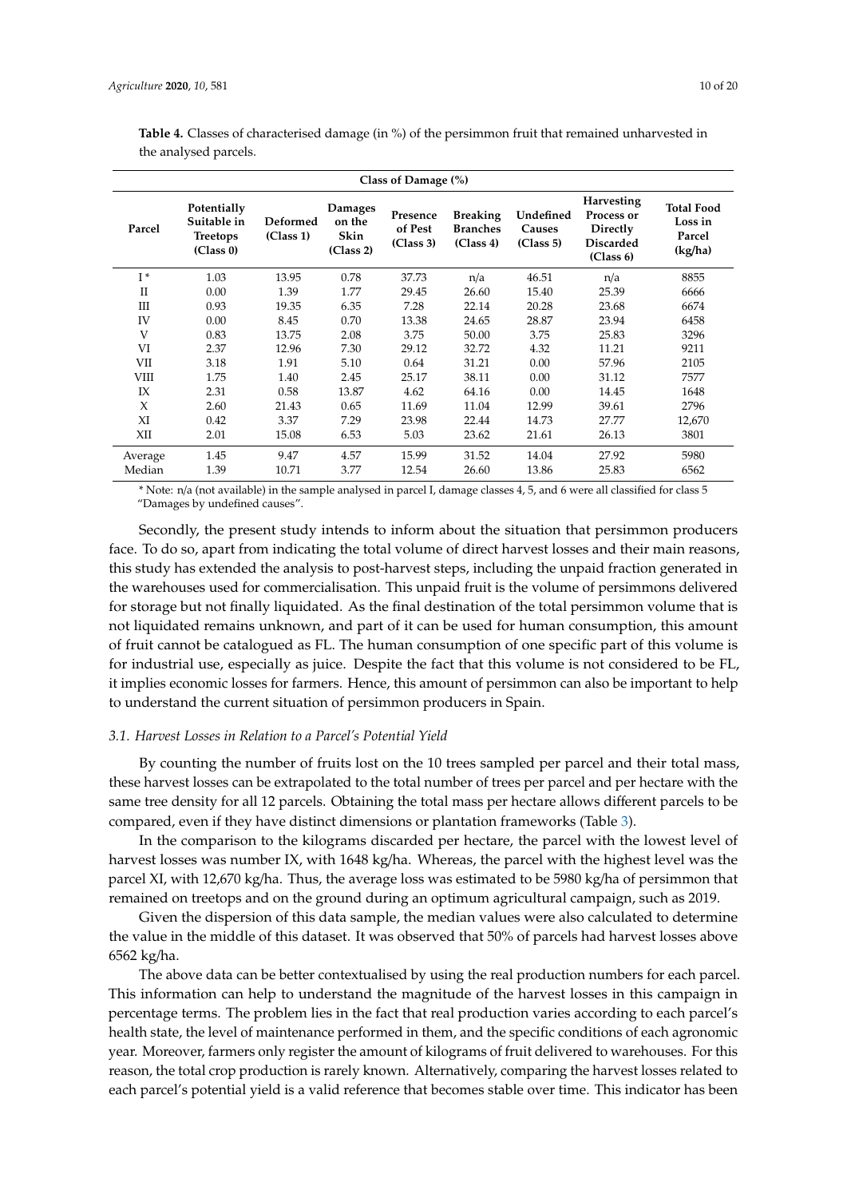**Table 4.** Classes of characterised damage (in %) of the persimmon fruit that remained unharvested in the analysed parcels.

| | Class of Damage (%) | | | | | | | |
|---|---|---|---|---|---|---|---|---|
| **Parcel** | **Potentially Suitable in Treetops (Class 0)** | **Deformed (Class 1)** | **Damages on the Skin (Class 2)** | **Presence of Pest (Class 3)** | **Breaking Branches (Class 4)** | **Undefined Causes (Class 5)** | **Harvesting Process or Directly Discarded (Class 6)** | **Total Food Loss in Parcel (kg/ha)** |
| I * | 1.03 | 13.95 | 0.78 | 37.73 | n/a | 46.51 | n/a | 8855 |
| II | 0.00 | 1.39 | 1.77 | 29.45 | 26.60 | 15.40 | 25.39 | 6666 |
| III | 0.93 | 19.35 | 6.35 | 7.28 | 22.14 | 20.28 | 23.68 | 6674 |
| IV | 0.00 | 8.45 | 0.70 | 13.38 | 24.65 | 28.87 | 23.94 | 6458 |
| V | 0.83 | 13.75 | 2.08 | 3.75 | 50.00 | 3.75 | 25.83 | 3296 |
| VI | 2.37 | 12.96 | 7.30 | 29.12 | 32.72 | 4.32 | 11.21 | 9211 |
| VII | 3.18 | 1.91 | 5.10 | 0.64 | 31.21 | 0.00 | 57.96 | 2105 |
| VIII | 1.75 | 1.40 | 2.45 | 25.17 | 38.11 | 0.00 | 31.12 | 7577 |
| IX | 2.31 | 0.58 | 13.87 | 4.62 | 64.16 | 0.00 | 14.45 | 1648 |
| X | 2.60 | 21.43 | 0.65 | 11.69 | 11.04 | 12.99 | 39.61 | 2796 |
| XI | 0.42 | 3.37 | 7.29 | 23.98 | 22.44 | 14.73 | 27.77 | 12,670 |
| XII | 2.01 | 15.08 | 6.53 | 5.03 | 23.62 | 21.61 | 26.13 | 3801 |
| Average | 1.45 | 9.47 | 4.57 | 15.99 | 31.52 | 14.04 | 27.92 | 5980 |
| Median | 1.39 | 10.71 | 3.77 | 12.54 | 26.60 | 13.86 | 25.83 | 6562 |

\* Note: n/a (not available) in the sample analysed in parcel I, damage classes 4, 5, and 6 were all classified for class 5 "Damages by undefined causes".

Secondly, the present study intends to inform about the situation that persimmon producers face. To do so, apart from indicating the total volume of direct harvest losses and their main reasons, this study has extended the analysis to post-harvest steps, including the unpaid fraction generated in the warehouses used for commercialisation. This unpaid fruit is the volume of persimmons delivered for storage but not finally liquidated. As the final destination of the total persimmon volume that is not liquidated remains unknown, and part of it can be used for human consumption, this amount of fruit cannot be catalogued as FL. The human consumption of one specific part of this volume is for industrial use, especially as juice. Despite the fact that this volume is not considered to be FL, it implies economic losses for farmers. Hence, this amount of persimmon can also be important to help to understand the current situation of persimmon producers in Spain.

### *3.1. Harvest Losses in Relation to a Parcel's Potential Yield*

By counting the number of fruits lost on the 10 trees sampled per parcel and their total mass, these harvest losses can be extrapolated to the total number of trees per parcel and per hectare with the same tree density for all 12 parcels. Obtaining the total mass per hectare allows different parcels to be compared, even if they have distinct dimensions or plantation frameworks (Table 3).

In the comparison to the kilograms discarded per hectare, the parcel with the lowest level of harvest losses was number IX, with 1648 kg/ha. Whereas, the parcel with the highest level was the parcel XI, with 12,670 kg/ha. Thus, the average loss was estimated to be 5980 kg/ha of persimmon that remained on treetops and on the ground during an optimum agricultural campaign, such as 2019.

Given the dispersion of this data sample, the median values were also calculated to determine the value in the middle of this dataset. It was observed that 50% of parcels had harvest losses above 6562 kg/ha.

The above data can be better contextualised by using the real production numbers for each parcel. This information can help to understand the magnitude of the harvest losses in this campaign in percentage terms. The problem lies in the fact that real production varies according to each parcel's health state, the level of maintenance performed in them, and the specific conditions of each agronomic year. Moreover, farmers only register the amount of kilograms of fruit delivered to warehouses. For this reason, the total crop production is rarely known. Alternatively, comparing the harvest losses related to each parcel's potential yield is a valid reference that becomes stable over time. This indicator has been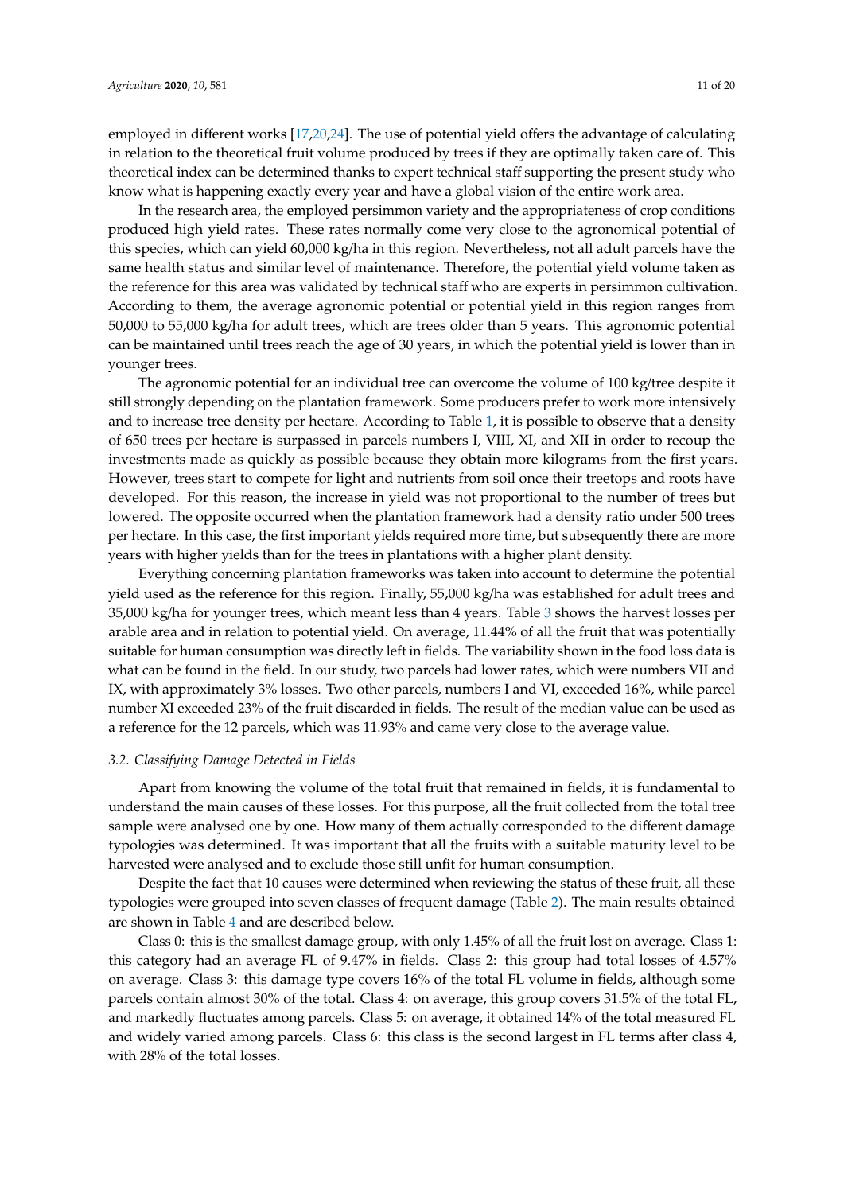employed in different works [17,20,24]. The use of potential yield offers the advantage of calculating in relation to the theoretical fruit volume produced by trees if they are optimally taken care of. This theoretical index can be determined thanks to expert technical staff supporting the present study who know what is happening exactly every year and have a global vision of the entire work area.

In the research area, the employed persimmon variety and the appropriateness of crop conditions produced high yield rates. These rates normally come very close to the agronomical potential of this species, which can yield 60,000 kg/ha in this region. Nevertheless, not all adult parcels have the same health status and similar level of maintenance. Therefore, the potential yield volume taken as the reference for this area was validated by technical staff who are experts in persimmon cultivation. According to them, the average agronomic potential or potential yield in this region ranges from 50,000 to 55,000 kg/ha for adult trees, which are trees older than 5 years. This agronomic potential can be maintained until trees reach the age of 30 years, in which the potential yield is lower than in younger trees.

The agronomic potential for an individual tree can overcome the volume of 100 kg/tree despite it still strongly depending on the plantation framework. Some producers prefer to work more intensively and to increase tree density per hectare. According to Table 1, it is possible to observe that a density of 650 trees per hectare is surpassed in parcels numbers I, VIII, XI, and XII in order to recoup the investments made as quickly as possible because they obtain more kilograms from the first years. However, trees start to compete for light and nutrients from soil once their treetops and roots have developed. For this reason, the increase in yield was not proportional to the number of trees but lowered. The opposite occurred when the plantation framework had a density ratio under 500 trees per hectare. In this case, the first important yields required more time, but subsequently there are more years with higher yields than for the trees in plantations with a higher plant density.

Everything concerning plantation frameworks was taken into account to determine the potential yield used as the reference for this region. Finally, 55,000 kg/ha was established for adult trees and 35,000 kg/ha for younger trees, which meant less than 4 years. Table 3 shows the harvest losses per arable area and in relation to potential yield. On average, 11.44% of all the fruit that was potentially suitable for human consumption was directly left in fields. The variability shown in the food loss data is what can be found in the field. In our study, two parcels had lower rates, which were numbers VII and IX, with approximately 3% losses. Two other parcels, numbers I and VI, exceeded 16%, while parcel number XI exceeded 23% of the fruit discarded in fields. The result of the median value can be used as a reference for the 12 parcels, which was 11.93% and came very close to the average value.

### *3.2. Classifying Damage Detected in Fields*

Apart from knowing the volume of the total fruit that remained in fields, it is fundamental to understand the main causes of these losses. For this purpose, all the fruit collected from the total tree sample were analysed one by one. How many of them actually corresponded to the different damage typologies was determined. It was important that all the fruits with a suitable maturity level to be harvested were analysed and to exclude those still unfit for human consumption.

Despite the fact that 10 causes were determined when reviewing the status of these fruit, all these typologies were grouped into seven classes of frequent damage (Table 2). The main results obtained are shown in Table 4 and are described below.

Class 0: this is the smallest damage group, with only 1.45% of all the fruit lost on average. Class 1: this category had an average FL of 9.47% in fields. Class 2: this group had total losses of 4.57% on average. Class 3: this damage type covers 16% of the total FL volume in fields, although some parcels contain almost 30% of the total. Class 4: on average, this group covers 31.5% of the total FL, and markedly fluctuates among parcels. Class 5: on average, it obtained 14% of the total measured FL and widely varied among parcels. Class 6: this class is the second largest in FL terms after class 4, with 28% of the total losses.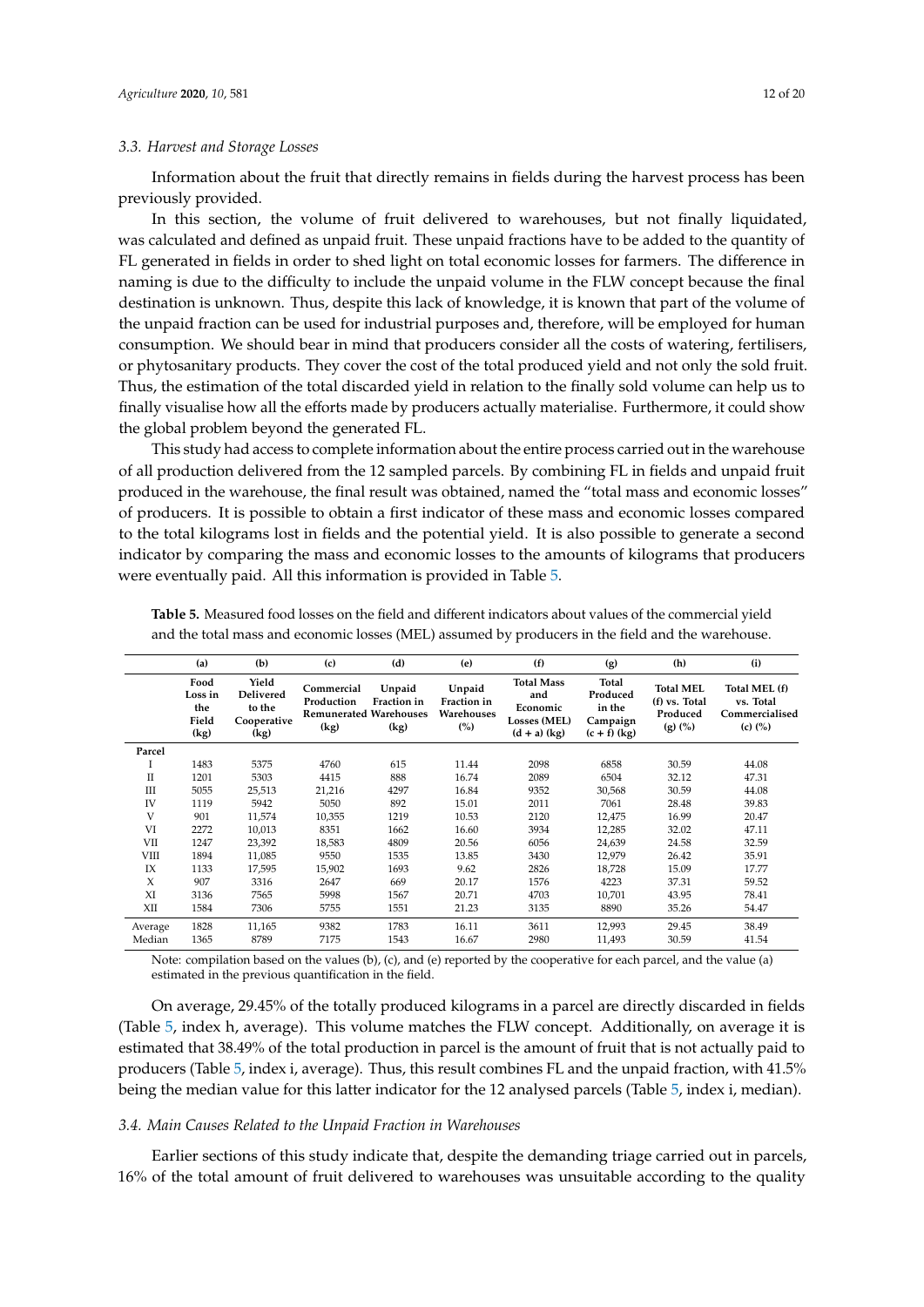### 3.3. Harvest and Storage Losses

Information about the fruit that directly remains in fields during the harvest process has been previously provided.

In this section, the volume of fruit delivered to warehouses, but not finally liquidated, was calculated and defined as unpaid fruit. These unpaid fractions have to be added to the quantity of FL generated in fields in order to shed light on total economic losses for farmers. The difference in naming is due to the difficulty to include the unpaid volume in the FLW concept because the final destination is unknown. Thus, despite this lack of knowledge, it is known that part of the volume of the unpaid fraction can be used for industrial purposes and, therefore, will be employed for human consumption. We should bear in mind that producers consider all the costs of watering, fertilisers, or phytosanitary products. They cover the cost of the total produced yield and not only the sold fruit. Thus, the estimation of the total discarded yield in relation to the finally sold volume can help us to finally visualise how all the efforts made by producers actually materialise. Furthermore, it could show the global problem beyond the generated FL.

This study had access to complete information about the entire process carried out in the warehouse of all production delivered from the 12 sampled parcels. By combining FL in fields and unpaid fruit produced in the warehouse, the final result was obtained, named the "total mass and economic losses" of producers. It is possible to obtain a first indicator of these mass and economic losses compared to the total kilograms lost in fields and the potential yield. It is also possible to generate a second indicator by comparing the mass and economic losses to the amounts of kilograms that producers were eventually paid. All this information is provided in Table 5.

**Table 5.** Measured food losses on the field and different indicators about values of the commercial yield and the total mass and economic losses (MEL) assumed by producers in the field and the warehouse.

| | (a) | (b) | (c) | (d) | (e) | (f) | (g) | (h) | (i) |
|---|---|---|---|---|---|---|---|---|---|
| | Food Loss in the Field (kg) | Yield Delivered to the Cooperative (kg) | Commercial Production Remunerated (kg) | Unpaid Fraction in Warehouses (kg) | Unpaid Fraction in Warehouses (%) | Total Mass and Economic Losses (MEL) (d + a) (kg) | Total Produced in the Campaign (c + f) (kg) | Total MEL (f) vs. Total Produced (g) (%) | Total MEL (f) vs. Total Commercialised (c) (%) |
| **Parcel** | | | | | | | | | |
| I | 1483 | 5375 | 4760 | 615 | 11.44 | 2098 | 6858 | 30.59 | 44.08 |
| II | 1201 | 5303 | 4415 | 888 | 16.74 | 2089 | 6504 | 32.12 | 47.31 |
| III | 5055 | 25,513 | 21,216 | 4297 | 16.84 | 9352 | 30,568 | 30.59 | 44.08 |
| IV | 1119 | 5942 | 5050 | 892 | 15.01 | 2011 | 7061 | 28.48 | 39.83 |
| V | 901 | 11,574 | 10,355 | 1219 | 10.53 | 2120 | 12,475 | 16.99 | 20.47 |
| VI | 2272 | 10,013 | 8351 | 1662 | 16.60 | 3934 | 12,285 | 32.02 | 47.11 |
| VII | 1247 | 23,392 | 18,583 | 4809 | 20.56 | 6056 | 24,639 | 24.58 | 32.59 |
| VIII | 1894 | 11,085 | 9550 | 1535 | 13.85 | 3430 | 12,979 | 26.42 | 35.91 |
| IX | 1133 | 17,595 | 15,902 | 1693 | 9.62 | 2826 | 18,728 | 15.09 | 17.77 |
| X | 907 | 3316 | 2647 | 669 | 20.17 | 1576 | 4223 | 37.31 | 59.52 |
| XI | 3136 | 7565 | 5998 | 1567 | 20.71 | 4703 | 10,701 | 43.95 | 78.41 |
| XII | 1584 | 7306 | 5755 | 1551 | 21.23 | 3135 | 8890 | 35.26 | 54.47 |
| Average | 1828 | 11,165 | 9382 | 1783 | 16.11 | 3611 | 12,993 | 29.45 | 38.49 |
| Median | 1365 | 8789 | 7175 | 1543 | 16.67 | 2980 | 11,493 | 30.59 | 41.54 |

Note: compilation based on the values (b), (c), and (e) reported by the cooperative for each parcel, and the value (a) estimated in the previous quantification in the field.

On average, 29.45% of the totally produced kilograms in a parcel are directly discarded in fields (Table 5, index h, average). This volume matches the FLW concept. Additionally, on average it is estimated that 38.49% of the total production in parcel is the amount of fruit that is not actually paid to producers (Table 5, index i, average). Thus, this result combines FL and the unpaid fraction, with 41.5% being the median value for this latter indicator for the 12 analysed parcels (Table 5, index i, median).

### 3.4. Main Causes Related to the Unpaid Fraction in Warehouses

Earlier sections of this study indicate that, despite the demanding triage carried out in parcels, 16% of the total amount of fruit delivered to warehouses was unsuitable according to the quality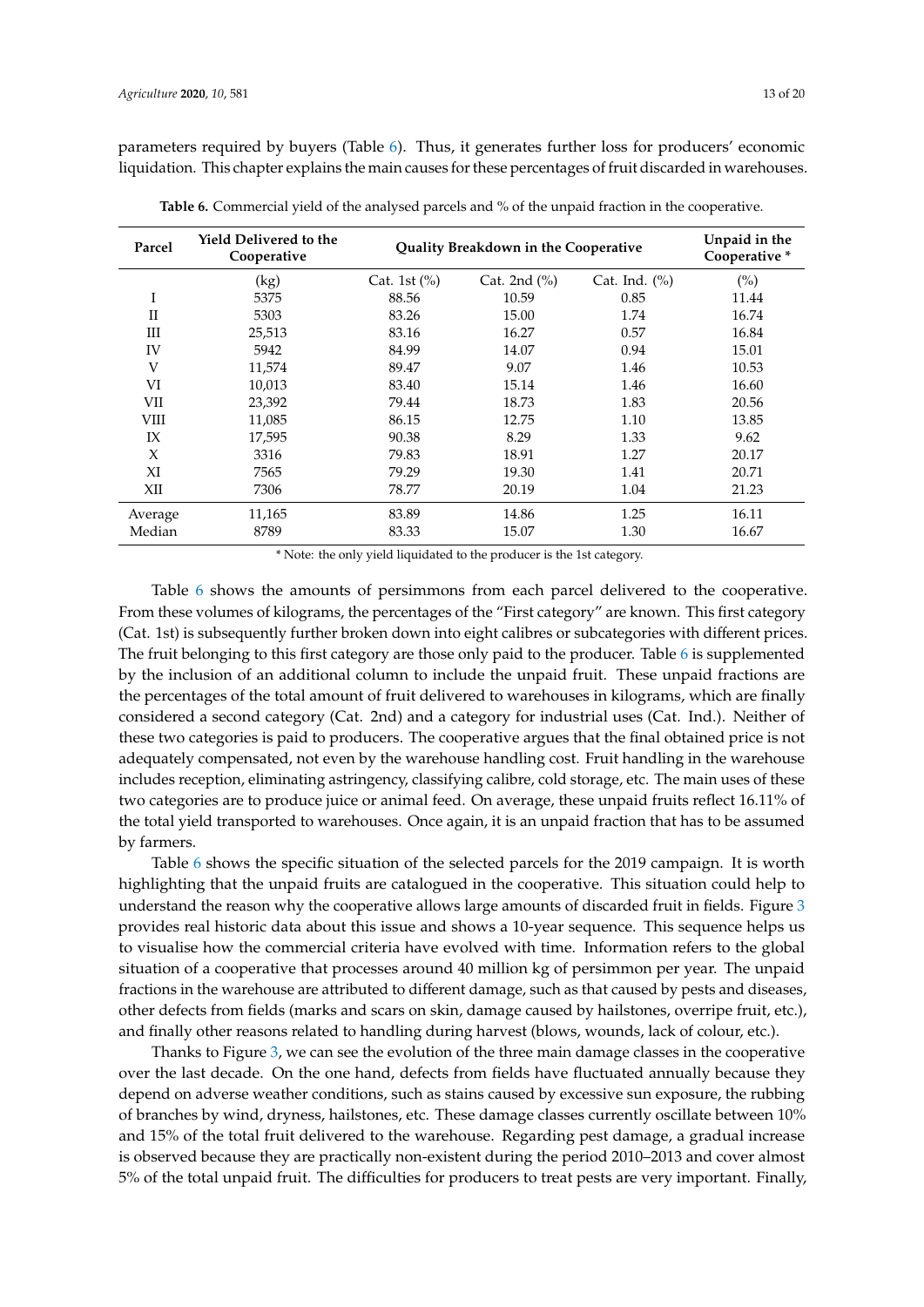parameters required by buyers (Table 6). Thus, it generates further loss for producers' economic liquidation. This chapter explains the main causes for these percentages of fruit discarded in warehouses.

**Table 6.** Commercial yield of the analysed parcels and % of the unpaid fraction in the cooperative.

| Parcel | Yield Delivered to the Cooperative | Quality Breakdown in the Cooperative | | | Unpaid in the Cooperative * |
|---|---|---|---|---|---|
| | (kg) | Cat. 1st (%) | Cat. 2nd (%) | Cat. Ind. (%) | (%) |
| I | 5375 | 88.56 | 10.59 | 0.85 | 11.44 |
| II | 5303 | 83.26 | 15.00 | 1.74 | 16.74 |
| III | 25,513 | 83.16 | 16.27 | 0.57 | 16.84 |
| IV | 5942 | 84.99 | 14.07 | 0.94 | 15.01 |
| V | 11,574 | 89.47 | 9.07 | 1.46 | 10.53 |
| VI | 10,013 | 83.40 | 15.14 | 1.46 | 16.60 |
| VII | 23,392 | 79.44 | 18.73 | 1.83 | 20.56 |
| VIII | 11,085 | 86.15 | 12.75 | 1.10 | 13.85 |
| IX | 17,595 | 90.38 | 8.29 | 1.33 | 9.62 |
| X | 3316 | 79.83 | 18.91 | 1.27 | 20.17 |
| XI | 7565 | 79.29 | 19.30 | 1.41 | 20.71 |
| XII | 7306 | 78.77 | 20.19 | 1.04 | 21.23 |
| Average | 11,165 | 83.89 | 14.86 | 1.25 | 16.11 |
| Median | 8789 | 83.33 | 15.07 | 1.30 | 16.67 |

* Note: the only yield liquidated to the producer is the 1st category.

Table 6 shows the amounts of persimmons from each parcel delivered to the cooperative. From these volumes of kilograms, the percentages of the "First category" are known. This first category (Cat. 1st) is subsequently further broken down into eight calibres or subcategories with different prices. The fruit belonging to this first category are those only paid to the producer. Table 6 is supplemented by the inclusion of an additional column to include the unpaid fruit. These unpaid fractions are the percentages of the total amount of fruit delivered to warehouses in kilograms, which are finally considered a second category (Cat. 2nd) and a category for industrial uses (Cat. Ind.). Neither of these two categories is paid to producers. The cooperative argues that the final obtained price is not adequately compensated, not even by the warehouse handling cost. Fruit handling in the warehouse includes reception, eliminating astringency, classifying calibre, cold storage, etc. The main uses of these two categories are to produce juice or animal feed. On average, these unpaid fruits reflect 16.11% of the total yield transported to warehouses. Once again, it is an unpaid fraction that has to be assumed by farmers.

Table 6 shows the specific situation of the selected parcels for the 2019 campaign. It is worth highlighting that the unpaid fruits are catalogued in the cooperative. This situation could help to understand the reason why the cooperative allows large amounts of discarded fruit in fields. Figure 3 provides real historic data about this issue and shows a 10-year sequence. This sequence helps us to visualise how the commercial criteria have evolved with time. Information refers to the global situation of a cooperative that processes around 40 million kg of persimmon per year. The unpaid fractions in the warehouse are attributed to different damage, such as that caused by pests and diseases, other defects from fields (marks and scars on skin, damage caused by hailstones, overripe fruit, etc.), and finally other reasons related to handling during harvest (blows, wounds, lack of colour, etc.).

Thanks to Figure 3, we can see the evolution of the three main damage classes in the cooperative over the last decade. On the one hand, defects from fields have fluctuated annually because they depend on adverse weather conditions, such as stains caused by excessive sun exposure, the rubbing of branches by wind, dryness, hailstones, etc. These damage classes currently oscillate between 10% and 15% of the total fruit delivered to the warehouse. Regarding pest damage, a gradual increase is observed because they are practically non-existent during the period 2010–2013 and cover almost 5% of the total unpaid fruit. The difficulties for producers to treat pests are very important. Finally,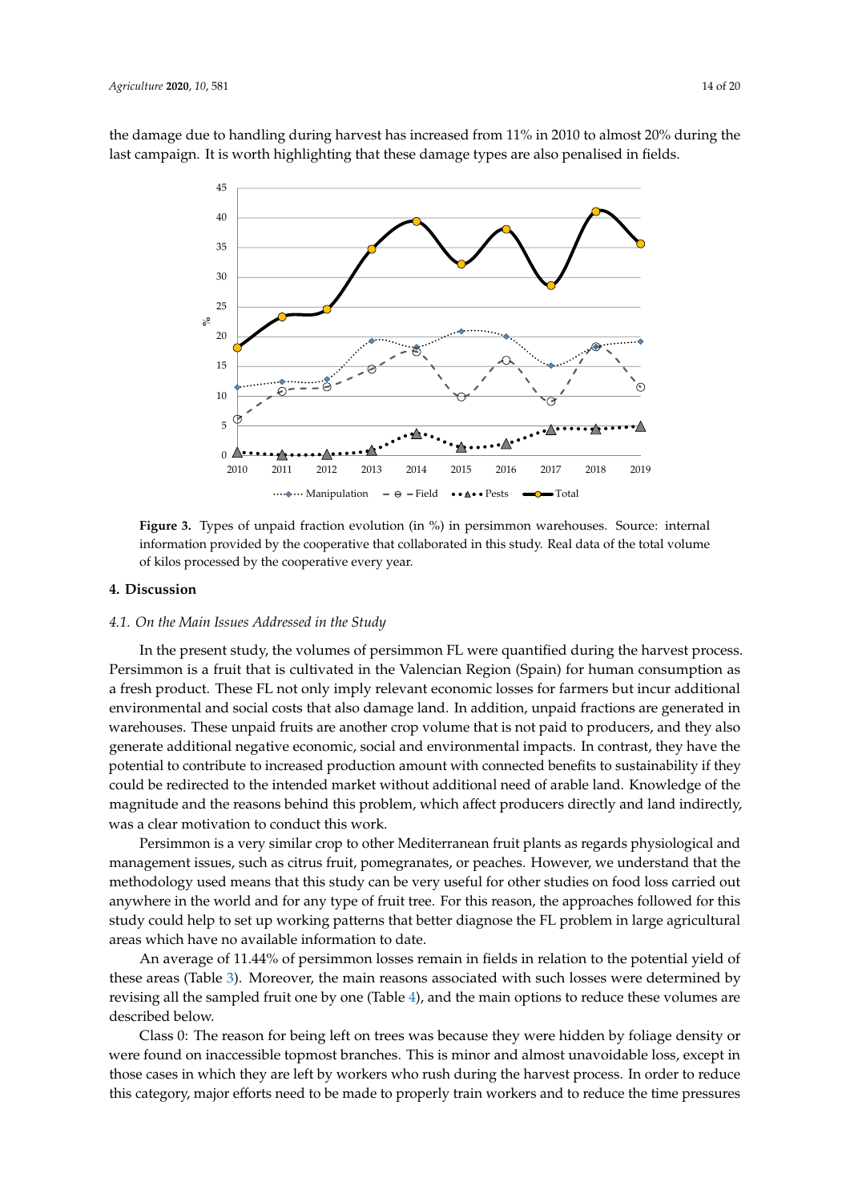the damage due to handling during harvest has increased from 11% in 2010 to almost 20% during the last campaign. It is worth highlighting that these damage types are also penalised in fields.

**Figure 3.** Types of unpaid fraction evolution (in %) in persimmon warehouses. Source: internal information provided by the cooperative that collaborated in this study. Real data of the total volume of kilos processed by the cooperative every year.

## 4. Discussion

### *4.1. On the Main Issues Addressed in the Study*

In the present study, the volumes of persimmon FL were quantified during the harvest process. Persimmon is a fruit that is cultivated in the Valencian Region (Spain) for human consumption as a fresh product. These FL not only imply relevant economic losses for farmers but incur additional environmental and social costs that also damage land. In addition, unpaid fractions are generated in warehouses. These unpaid fruits are another crop volume that is not paid to producers, and they also generate additional negative economic, social and environmental impacts. In contrast, they have the potential to contribute to increased production amount with connected benefits to sustainability if they could be redirected to the intended market without additional need of arable land. Knowledge of the magnitude and the reasons behind this problem, which affect producers directly and land indirectly, was a clear motivation to conduct this work.

Persimmon is a very similar crop to other Mediterranean fruit plants as regards physiological and management issues, such as citrus fruit, pomegranates, or peaches. However, we understand that the methodology used means that this study can be very useful for other studies on food loss carried out anywhere in the world and for any type of fruit tree. For this reason, the approaches followed for this study could help to set up working patterns that better diagnose the FL problem in large agricultural areas which have no available information to date.

An average of 11.44% of persimmon losses remain in fields in relation to the potential yield of these areas (Table 3). Moreover, the main reasons associated with such losses were determined by revising all the sampled fruit one by one (Table 4), and the main options to reduce these volumes are described below.

Class 0: The reason for being left on trees was because they were hidden by foliage density or were found on inaccessible topmost branches. This is minor and almost unavoidable loss, except in those cases in which they are left by workers who rush during the harvest process. In order to reduce this category, major efforts need to be made to properly train workers and to reduce the time pressures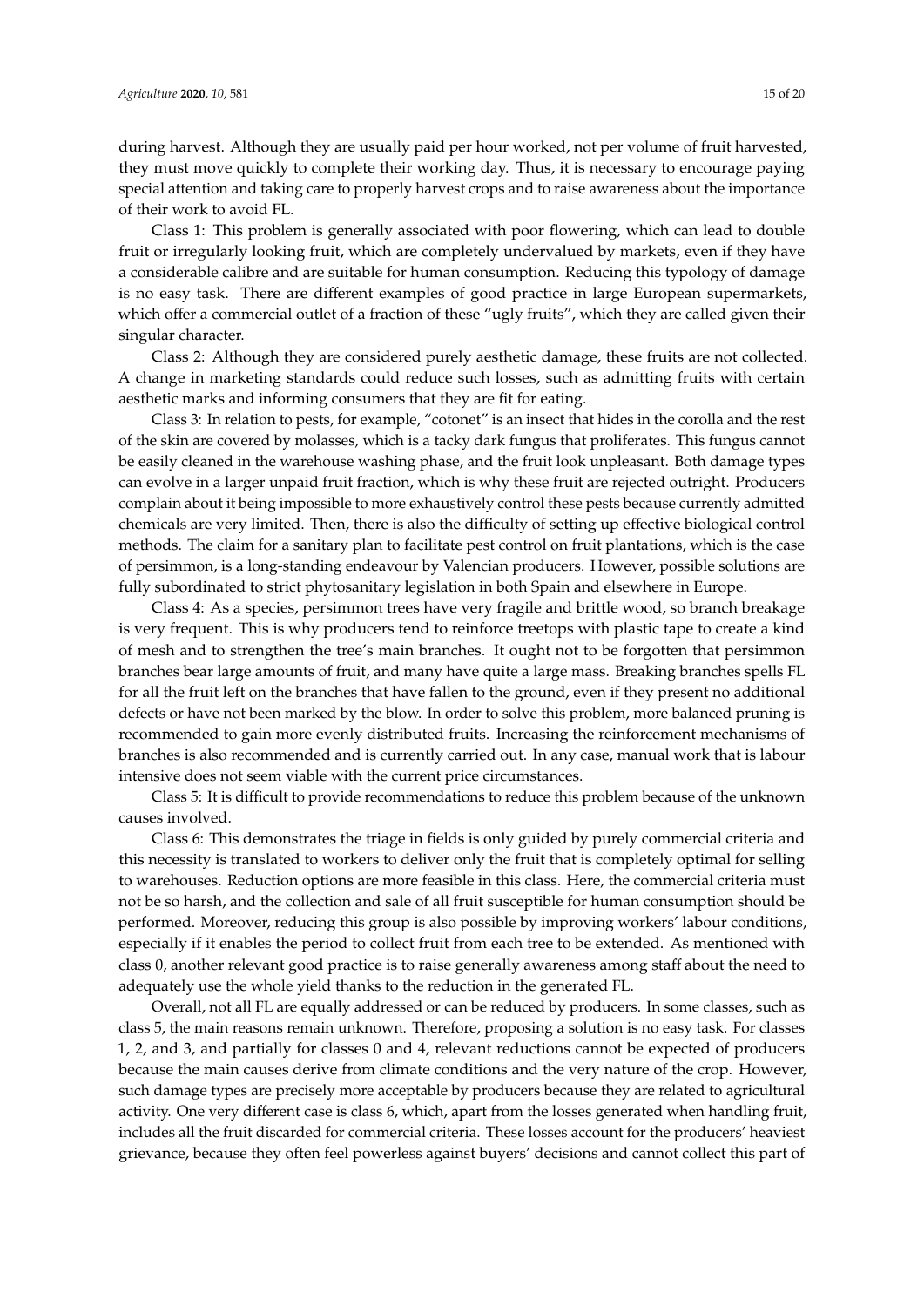during harvest. Although they are usually paid per hour worked, not per volume of fruit harvested, they must move quickly to complete their working day. Thus, it is necessary to encourage paying special attention and taking care to properly harvest crops and to raise awareness about the importance of their work to avoid FL.

Class 1: This problem is generally associated with poor flowering, which can lead to double fruit or irregularly looking fruit, which are completely undervalued by markets, even if they have a considerable calibre and are suitable for human consumption. Reducing this typology of damage is no easy task. There are different examples of good practice in large European supermarkets, which offer a commercial outlet of a fraction of these "ugly fruits", which they are called given their singular character.

Class 2: Although they are considered purely aesthetic damage, these fruits are not collected. A change in marketing standards could reduce such losses, such as admitting fruits with certain aesthetic marks and informing consumers that they are fit for eating.

Class 3: In relation to pests, for example, "cotonet" is an insect that hides in the corolla and the rest of the skin are covered by molasses, which is a tacky dark fungus that proliferates. This fungus cannot be easily cleaned in the warehouse washing phase, and the fruit look unpleasant. Both damage types can evolve in a larger unpaid fruit fraction, which is why these fruit are rejected outright. Producers complain about it being impossible to more exhaustively control these pests because currently admitted chemicals are very limited. Then, there is also the difficulty of setting up effective biological control methods. The claim for a sanitary plan to facilitate pest control on fruit plantations, which is the case of persimmon, is a long-standing endeavour by Valencian producers. However, possible solutions are fully subordinated to strict phytosanitary legislation in both Spain and elsewhere in Europe.

Class 4: As a species, persimmon trees have very fragile and brittle wood, so branch breakage is very frequent. This is why producers tend to reinforce treetops with plastic tape to create a kind of mesh and to strengthen the tree's main branches. It ought not to be forgotten that persimmon branches bear large amounts of fruit, and many have quite a large mass. Breaking branches spells FL for all the fruit left on the branches that have fallen to the ground, even if they present no additional defects or have not been marked by the blow. In order to solve this problem, more balanced pruning is recommended to gain more evenly distributed fruits. Increasing the reinforcement mechanisms of branches is also recommended and is currently carried out. In any case, manual work that is labour intensive does not seem viable with the current price circumstances.

Class 5: It is difficult to provide recommendations to reduce this problem because of the unknown causes involved.

Class 6: This demonstrates the triage in fields is only guided by purely commercial criteria and this necessity is translated to workers to deliver only the fruit that is completely optimal for selling to warehouses. Reduction options are more feasible in this class. Here, the commercial criteria must not be so harsh, and the collection and sale of all fruit susceptible for human consumption should be performed. Moreover, reducing this group is also possible by improving workers' labour conditions, especially if it enables the period to collect fruit from each tree to be extended. As mentioned with class 0, another relevant good practice is to raise generally awareness among staff about the need to adequately use the whole yield thanks to the reduction in the generated FL.

Overall, not all FL are equally addressed or can be reduced by producers. In some classes, such as class 5, the main reasons remain unknown. Therefore, proposing a solution is no easy task. For classes 1, 2, and 3, and partially for classes 0 and 4, relevant reductions cannot be expected of producers because the main causes derive from climate conditions and the very nature of the crop. However, such damage types are precisely more acceptable by producers because they are related to agricultural activity. One very different case is class 6, which, apart from the losses generated when handling fruit, includes all the fruit discarded for commercial criteria. These losses account for the producers' heaviest grievance, because they often feel powerless against buyers' decisions and cannot collect this part of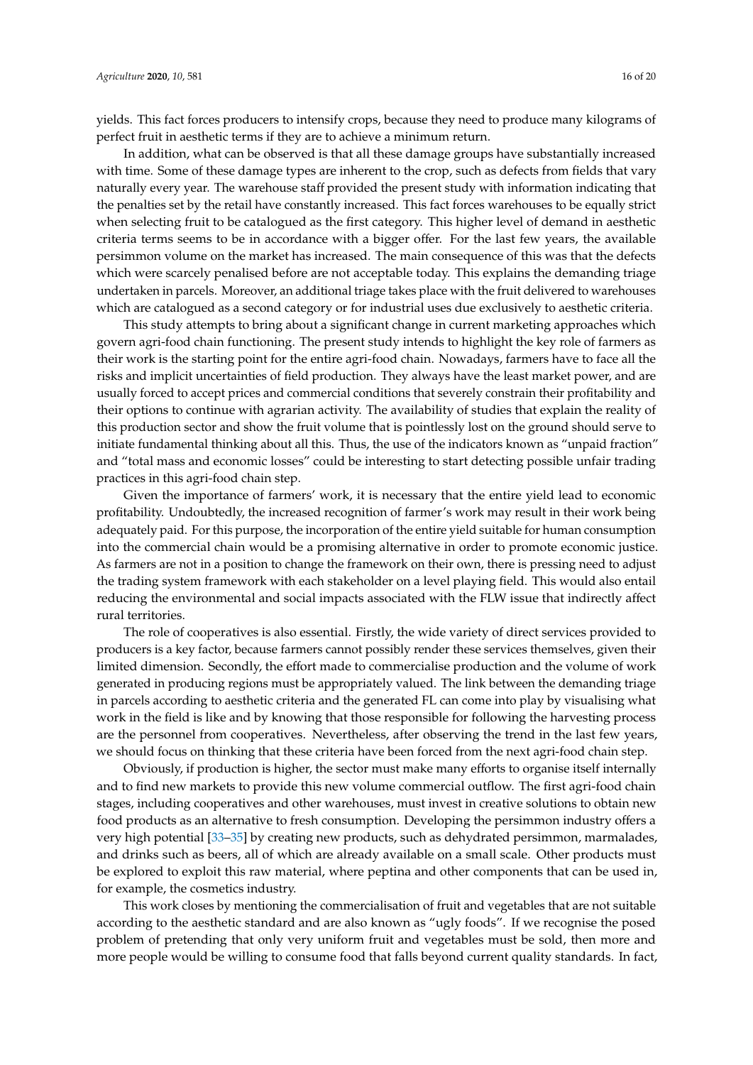yields. This fact forces producers to intensify crops, because they need to produce many kilograms of perfect fruit in aesthetic terms if they are to achieve a minimum return.

In addition, what can be observed is that all these damage groups have substantially increased with time. Some of these damage types are inherent to the crop, such as defects from fields that vary naturally every year. The warehouse staff provided the present study with information indicating that the penalties set by the retail have constantly increased. This fact forces warehouses to be equally strict when selecting fruit to be catalogued as the first category. This higher level of demand in aesthetic criteria terms seems to be in accordance with a bigger offer. For the last few years, the available persimmon volume on the market has increased. The main consequence of this was that the defects which were scarcely penalised before are not acceptable today. This explains the demanding triage undertaken in parcels. Moreover, an additional triage takes place with the fruit delivered to warehouses which are catalogued as a second category or for industrial uses due exclusively to aesthetic criteria.

This study attempts to bring about a significant change in current marketing approaches which govern agri-food chain functioning. The present study intends to highlight the key role of farmers as their work is the starting point for the entire agri-food chain. Nowadays, farmers have to face all the risks and implicit uncertainties of field production. They always have the least market power, and are usually forced to accept prices and commercial conditions that severely constrain their profitability and their options to continue with agrarian activity. The availability of studies that explain the reality of this production sector and show the fruit volume that is pointlessly lost on the ground should serve to initiate fundamental thinking about all this. Thus, the use of the indicators known as "unpaid fraction" and "total mass and economic losses" could be interesting to start detecting possible unfair trading practices in this agri-food chain step.

Given the importance of farmers' work, it is necessary that the entire yield lead to economic profitability. Undoubtedly, the increased recognition of farmer's work may result in their work being adequately paid. For this purpose, the incorporation of the entire yield suitable for human consumption into the commercial chain would be a promising alternative in order to promote economic justice. As farmers are not in a position to change the framework on their own, there is pressing need to adjust the trading system framework with each stakeholder on a level playing field. This would also entail reducing the environmental and social impacts associated with the FLW issue that indirectly affect rural territories.

The role of cooperatives is also essential. Firstly, the wide variety of direct services provided to producers is a key factor, because farmers cannot possibly render these services themselves, given their limited dimension. Secondly, the effort made to commercialise production and the volume of work generated in producing regions must be appropriately valued. The link between the demanding triage in parcels according to aesthetic criteria and the generated FL can come into play by visualising what work in the field is like and by knowing that those responsible for following the harvesting process are the personnel from cooperatives. Nevertheless, after observing the trend in the last few years, we should focus on thinking that these criteria have been forced from the next agri-food chain step.

Obviously, if production is higher, the sector must make many efforts to organise itself internally and to find new markets to provide this new volume commercial outflow. The first agri-food chain stages, including cooperatives and other warehouses, must invest in creative solutions to obtain new food products as an alternative to fresh consumption. Developing the persimmon industry offers a very high potential [33–35] by creating new products, such as dehydrated persimmon, marmalades, and drinks such as beers, all of which are already available on a small scale. Other products must be explored to exploit this raw material, where peptina and other components that can be used in, for example, the cosmetics industry.

This work closes by mentioning the commercialisation of fruit and vegetables that are not suitable according to the aesthetic standard and are also known as "ugly foods". If we recognise the posed problem of pretending that only very uniform fruit and vegetables must be sold, then more and more people would be willing to consume food that falls beyond current quality standards. In fact,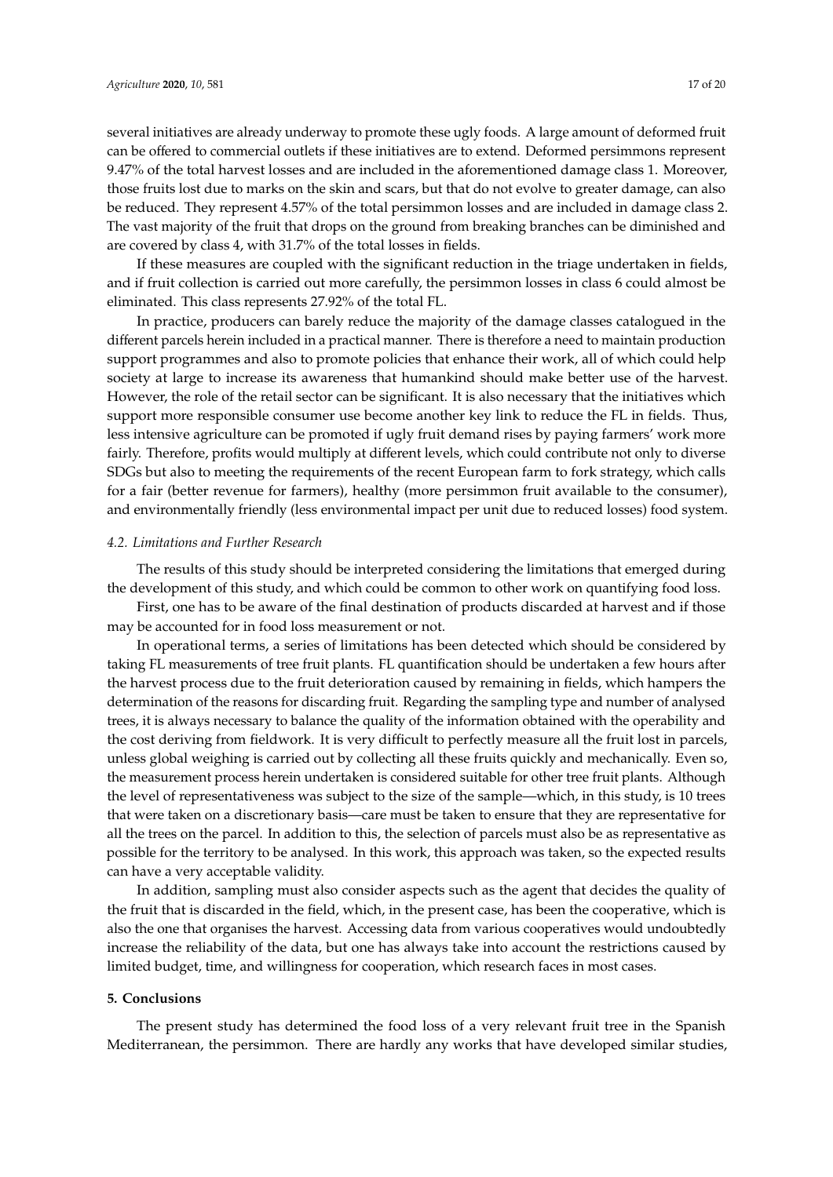several initiatives are already underway to promote these ugly foods. A large amount of deformed fruit can be offered to commercial outlets if these initiatives are to extend. Deformed persimmons represent 9.47% of the total harvest losses and are included in the aforementioned damage class 1. Moreover, those fruits lost due to marks on the skin and scars, but that do not evolve to greater damage, can also be reduced. They represent 4.57% of the total persimmon losses and are included in damage class 2. The vast majority of the fruit that drops on the ground from breaking branches can be diminished and are covered by class 4, with 31.7% of the total losses in fields.

If these measures are coupled with the significant reduction in the triage undertaken in fields, and if fruit collection is carried out more carefully, the persimmon losses in class 6 could almost be eliminated. This class represents 27.92% of the total FL.

In practice, producers can barely reduce the majority of the damage classes catalogued in the different parcels herein included in a practical manner. There is therefore a need to maintain production support programmes and also to promote policies that enhance their work, all of which could help society at large to increase its awareness that humankind should make better use of the harvest. However, the role of the retail sector can be significant. It is also necessary that the initiatives which support more responsible consumer use become another key link to reduce the FL in fields. Thus, less intensive agriculture can be promoted if ugly fruit demand rises by paying farmers' work more fairly. Therefore, profits would multiply at different levels, which could contribute not only to diverse SDGs but also to meeting the requirements of the recent European farm to fork strategy, which calls for a fair (better revenue for farmers), healthy (more persimmon fruit available to the consumer), and environmentally friendly (less environmental impact per unit due to reduced losses) food system.

### *4.2. Limitations and Further Research*

The results of this study should be interpreted considering the limitations that emerged during the development of this study, and which could be common to other work on quantifying food loss.

First, one has to be aware of the final destination of products discarded at harvest and if those may be accounted for in food loss measurement or not.

In operational terms, a series of limitations has been detected which should be considered by taking FL measurements of tree fruit plants. FL quantification should be undertaken a few hours after the harvest process due to the fruit deterioration caused by remaining in fields, which hampers the determination of the reasons for discarding fruit. Regarding the sampling type and number of analysed trees, it is always necessary to balance the quality of the information obtained with the operability and the cost deriving from fieldwork. It is very difficult to perfectly measure all the fruit lost in parcels, unless global weighing is carried out by collecting all these fruits quickly and mechanically. Even so, the measurement process herein undertaken is considered suitable for other tree fruit plants. Although the level of representativeness was subject to the size of the sample—which, in this study, is 10 trees that were taken on a discretionary basis—care must be taken to ensure that they are representative for all the trees on the parcel. In addition to this, the selection of parcels must also be as representative as possible for the territory to be analysed. In this work, this approach was taken, so the expected results can have a very acceptable validity.

In addition, sampling must also consider aspects such as the agent that decides the quality of the fruit that is discarded in the field, which, in the present case, has been the cooperative, which is also the one that organises the harvest. Accessing data from various cooperatives would undoubtedly increase the reliability of the data, but one has always take into account the restrictions caused by limited budget, time, and willingness for cooperation, which research faces in most cases.

## 5. Conclusions

The present study has determined the food loss of a very relevant fruit tree in the Spanish Mediterranean, the persimmon. There are hardly any works that have developed similar studies,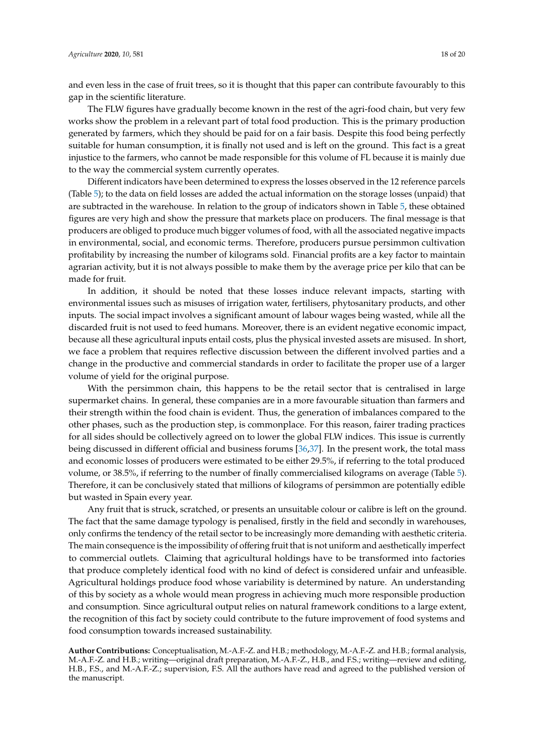and even less in the case of fruit trees, so it is thought that this paper can contribute favourably to this gap in the scientific literature.

The FLW figures have gradually become known in the rest of the agri-food chain, but very few works show the problem in a relevant part of total food production. This is the primary production generated by farmers, which they should be paid for on a fair basis. Despite this food being perfectly suitable for human consumption, it is finally not used and is left on the ground. This fact is a great injustice to the farmers, who cannot be made responsible for this volume of FL because it is mainly due to the way the commercial system currently operates.

Different indicators have been determined to express the losses observed in the 12 reference parcels (Table 5); to the data on field losses are added the actual information on the storage losses (unpaid) that are subtracted in the warehouse. In relation to the group of indicators shown in Table 5, these obtained figures are very high and show the pressure that markets place on producers. The final message is that producers are obliged to produce much bigger volumes of food, with all the associated negative impacts in environmental, social, and economic terms. Therefore, producers pursue persimmon cultivation profitability by increasing the number of kilograms sold. Financial profits are a key factor to maintain agrarian activity, but it is not always possible to make them by the average price per kilo that can be made for fruit.

In addition, it should be noted that these losses induce relevant impacts, starting with environmental issues such as misuses of irrigation water, fertilisers, phytosanitary products, and other inputs. The social impact involves a significant amount of labour wages being wasted, while all the discarded fruit is not used to feed humans. Moreover, there is an evident negative economic impact, because all these agricultural inputs entail costs, plus the physical invested assets are misused. In short, we face a problem that requires reflective discussion between the different involved parties and a change in the productive and commercial standards in order to facilitate the proper use of a larger volume of yield for the original purpose.

With the persimmon chain, this happens to be the retail sector that is centralised in large supermarket chains. In general, these companies are in a more favourable situation than farmers and their strength within the food chain is evident. Thus, the generation of imbalances compared to the other phases, such as the production step, is commonplace. For this reason, fairer trading practices for all sides should be collectively agreed on to lower the global FLW indices. This issue is currently being discussed in different official and business forums [36,37]. In the present work, the total mass and economic losses of producers were estimated to be either 29.5%, if referring to the total produced volume, or 38.5%, if referring to the number of finally commercialised kilograms on average (Table 5). Therefore, it can be conclusively stated that millions of kilograms of persimmon are potentially edible but wasted in Spain every year.

Any fruit that is struck, scratched, or presents an unsuitable colour or calibre is left on the ground. The fact that the same damage typology is penalised, firstly in the field and secondly in warehouses, only confirms the tendency of the retail sector to be increasingly more demanding with aesthetic criteria. The main consequence is the impossibility of offering fruit that is not uniform and aesthetically imperfect to commercial outlets. Claiming that agricultural holdings have to be transformed into factories that produce completely identical food with no kind of defect is considered unfair and unfeasible. Agricultural holdings produce food whose variability is determined by nature. An understanding of this by society as a whole would mean progress in achieving much more responsible production and consumption. Since agricultural output relies on natural framework conditions to a large extent, the recognition of this fact by society could contribute to the future improvement of food systems and food consumption towards increased sustainability.

**Author Contributions:** Conceptualisation, M.-A.F.-Z. and H.B.; methodology, M.-A.F.-Z. and H.B.; formal analysis, M.-A.F.-Z. and H.B.; writing—original draft preparation, M.-A.F.-Z., H.B., and F.S.; writing—review and editing, H.B., F.S., and M.-A.F.-Z.; supervision, F.S. All the authors have read and agreed to the published version of the manuscript.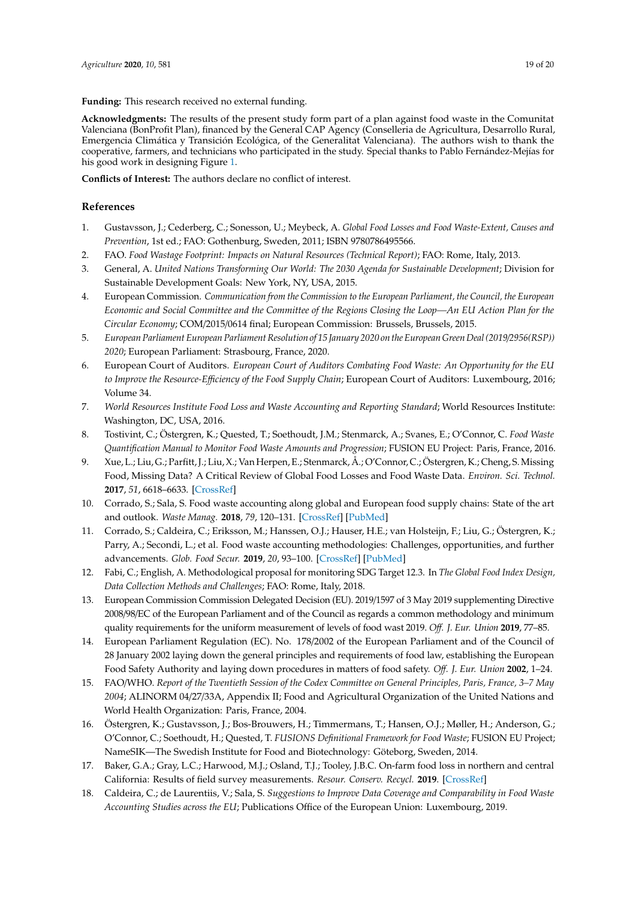**Funding:** This research received no external funding.

**Acknowledgments:** The results of the present study form part of a plan against food waste in the Comunitat Valenciana (BonProfit Plan), financed by the General CAP Agency (Conselleria de Agricultura, Desarrollo Rural, Emergencia Climática y Transición Ecológica, of the Generalitat Valenciana). The authors wish to thank the cooperative, farmers, and technicians who participated in the study. Special thanks to Pablo Fernández-Mejías for his good work in designing Figure 1.

**Conflicts of Interest:** The authors declare no conflict of interest.

## References

1. Gustavsson, J.; Cederberg, C.; Sonesson, U.; Meybeck, A. *Global Food Losses and Food Waste-Extent, Causes and Prevention*, 1st ed.; FAO: Gothenburg, Sweden, 2011; ISBN 9780786495566.
2. FAO. *Food Wastage Footprint: Impacts on Natural Resources (Technical Report)*; FAO: Rome, Italy, 2013.
3. General, A. *United Nations Transforming Our World: The 2030 Agenda for Sustainable Development*; Division for Sustainable Development Goals: New York, NY, USA, 2015.
4. European Commission. *Communication from the Commission to the European Parliament, the Council, the European Economic and Social Committee and the Committee of the Regions Closing the Loop—An EU Action Plan for the Circular Economy*; COM/2015/0614 final; European Commission: Brussels, Brussels, 2015.
5. *European Parliament European Parliament Resolution of 15 January 2020 on the European Green Deal (2019/2956(RSP)) 2020*; European Parliament: Strasbourg, France, 2020.
6. European Court of Auditors. *European Court of Auditors Combating Food Waste: An Opportunity for the EU to Improve the Resource-Efficiency of the Food Supply Chain*; European Court of Auditors: Luxembourg, 2016; Volume 34.
7. *World Resources Institute Food Loss and Waste Accounting and Reporting Standard*; World Resources Institute: Washington, DC, USA, 2016.
8. Tostivint, C.; Östergren, K.; Quested, T.; Soethoudt, J.M.; Stenmarck, A.; Svanes, E.; O'Connor, C. *Food Waste Quantification Manual to Monitor Food Waste Amounts and Progression*; FUSION EU Project: Paris, France, 2016.
9. Xue, L.; Liu, G.; Parfitt, J.; Liu, X.; Van Herpen, E.; Stenmarck, Å.; O'Connor, C.; Östergren, K.; Cheng, S. Missing Food, Missing Data? A Critical Review of Global Food Losses and Food Waste Data. *Environ. Sci. Technol.* **2017**, *51*, 6618–6633. [CrossRef]
10. Corrado, S.; Sala, S. Food waste accounting along global and European food supply chains: State of the art and outlook. *Waste Manag.* **2018**, *79*, 120–131. [CrossRef] [PubMed]
11. Corrado, S.; Caldeira, C.; Eriksson, M.; Hanssen, O.J.; Hauser, H.E.; van Holsteijn, F.; Liu, G.; Östergren, K.; Parry, A.; Secondi, L.; et al. Food waste accounting methodologies: Challenges, opportunities, and further advancements. *Glob. Food Secur.* **2019**, *20*, 93–100. [CrossRef] [PubMed]
12. Fabi, C.; English, A. Methodological proposal for monitoring SDG Target 12.3. In *The Global Food Index Design, Data Collection Methods and Challenges*; FAO: Rome, Italy, 2018.
13. European Commission Commission Delegated Decision (EU). 2019/1597 of 3 May 2019 supplementing Directive 2008/98/EC of the European Parliament and of the Council as regards a common methodology and minimum quality requirements for the uniform measurement of levels of food wast 2019. *Off. J. Eur. Union* **2019**, 77–85.
14. European Parliament Regulation (EC). No. 178/2002 of the European Parliament and of the Council of 28 January 2002 laying down the general principles and requirements of food law, establishing the European Food Safety Authority and laying down procedures in matters of food safety. *Off. J. Eur. Union* **2002**, 1–24.
15. FAO/WHO. *Report of the Twentieth Session of the Codex Committee on General Principles, Paris, France, 3–7 May 2004*; ALINORM 04/27/33A, Appendix II; Food and Agricultural Organization of the United Nations and World Health Organization: Paris, France, 2004.
16. Östergren, K.; Gustavsson, J.; Bos-Brouwers, H.; Timmermans, T.; Hansen, O.J.; Møller, H.; Anderson, G.; O'Connor, C.; Soethoudt, H.; Quested, T. *FUSIONS Definitional Framework for Food Waste*; FUSION EU Project; NameSIK—The Swedish Institute for Food and Biotechnology: Göteborg, Sweden, 2014.
17. Baker, G.A.; Gray, L.C.; Harwood, M.J.; Osland, T.J.; Tooley, J.B.C. On-farm food loss in northern and central California: Results of field survey measurements. *Resour. Conserv. Recycl.* **2019**. [CrossRef]
18. Caldeira, C.; de Laurentiis, V.; Sala, S. *Suggestions to Improve Data Coverage and Comparability in Food Waste Accounting Studies across the EU*; Publications Office of the European Union: Luxembourg, 2019.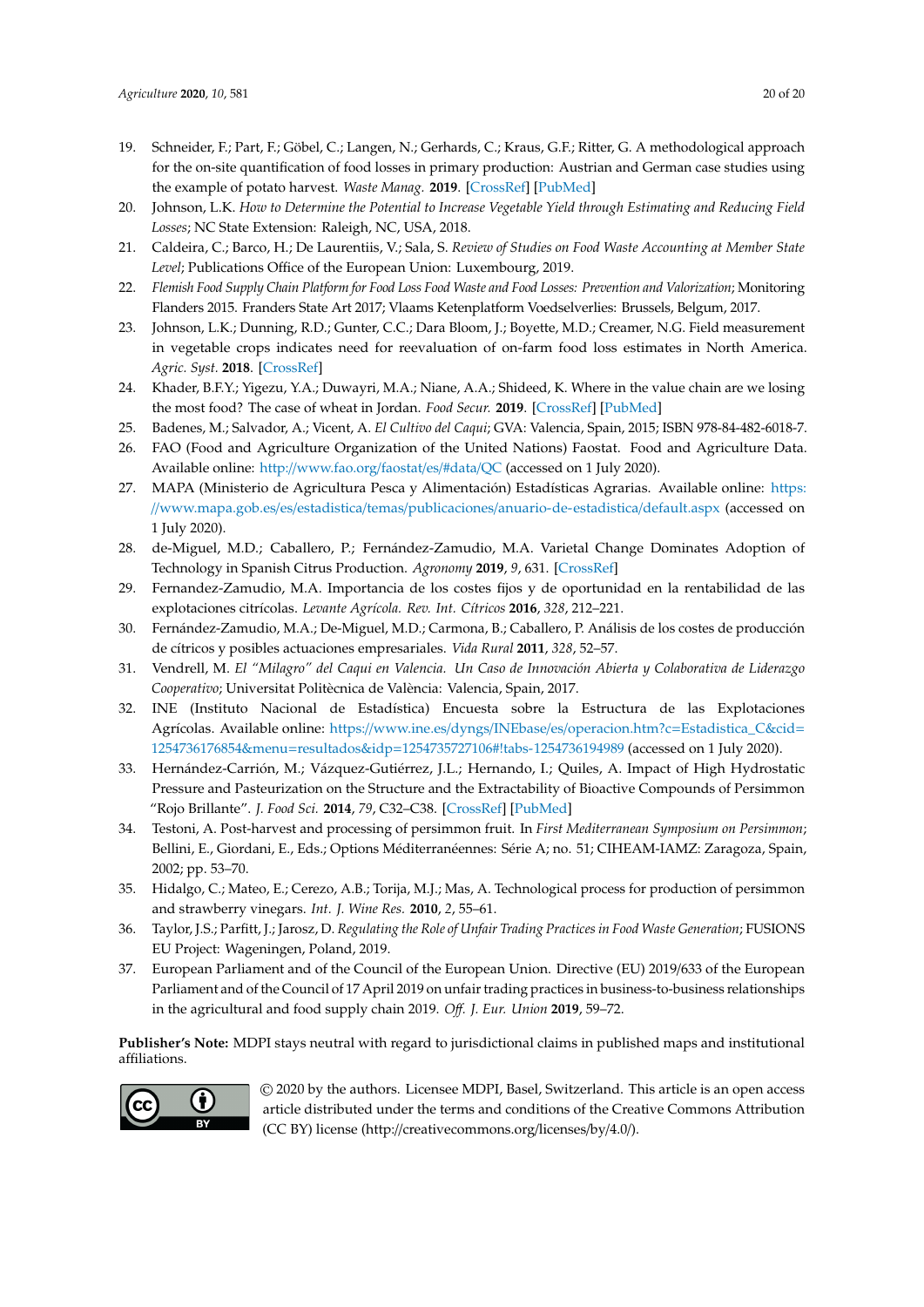19. Schneider, F.; Part, F.; Göbel, C.; Langen, N.; Gerhards, C.; Kraus, G.F.; Ritter, G. A methodological approach for the on-site quantification of food losses in primary production: Austrian and German case studies using the example of potato harvest. *Waste Manag.* **2019**. [CrossRef] [PubMed]
20. Johnson, L.K. *How to Determine the Potential to Increase Vegetable Yield through Estimating and Reducing Field Losses*; NC State Extension: Raleigh, NC, USA, 2018.
21. Caldeira, C.; Barco, H.; De Laurentiis, V.; Sala, S. *Review of Studies on Food Waste Accounting at Member State Level*; Publications Office of the European Union: Luxembourg, 2019.
22. *Flemish Food Supply Chain Platform for Food Loss Food Waste and Food Losses: Prevention and Valorization*; Monitoring Flanders 2015. Franders State Art 2017; Vlaams Ketenplatform Voedselverlies: Brussels, Belgum, 2017.
23. Johnson, L.K.; Dunning, R.D.; Gunter, C.C.; Dara Bloom, J.; Boyette, M.D.; Creamer, N.G. Field measurement in vegetable crops indicates need for reevaluation of on-farm food loss estimates in North America. *Agric. Syst.* **2018**. [CrossRef]
24. Khader, B.F.Y.; Yigezu, Y.A.; Duwayri, M.A.; Niane, A.A.; Shideed, K. Where in the value chain are we losing the most food? The case of wheat in Jordan. *Food Secur.* **2019**. [CrossRef] [PubMed]
25. Badenes, M.; Salvador, A.; Vicent, A. *El Cultivo del Caqui*; GVA: Valencia, Spain, 2015; ISBN 978-84-482-6018-7.
26. FAO (Food and Agriculture Organization of the United Nations) Faostat. Food and Agriculture Data. Available online: http://www.fao.org/faostat/es/#data/QC (accessed on 1 July 2020).
27. MAPA (Ministerio de Agricultura Pesca y Alimentación) Estadísticas Agrarias. Available online: https://www.mapa.gob.es/es/estadistica/temas/publicaciones/anuario-de-estadistica/default.aspx (accessed on 1 July 2020).
28. de-Miguel, M.D.; Caballero, P.; Fernández-Zamudio, M.A. Varietal Change Dominates Adoption of Technology in Spanish Citrus Production. *Agronomy* **2019**, *9*, 631. [CrossRef]
29. Fernandez-Zamudio, M.A. Importancia de los costes fijos y de oportunidad en la rentabilidad de las explotaciones citrícolas. *Levante Agrícola. Rev. Int. Cítricos* **2016**, *328*, 212–221.
30. Fernández-Zamudio, M.A.; De-Miguel, M.D.; Carmona, B.; Caballero, P. Análisis de los costes de producción de cítricos y posibles actuaciones empresariales. *Vida Rural* **2011**, *328*, 52–57.
31. Vendrell, M. *El "Milagro" del Caqui en Valencia. Un Caso de Innovación Abierta y Colaborativa de Liderazgo Cooperativo*; Universitat Politècnica de València: Valencia, Spain, 2017.
32. INE (Instituto Nacional de Estadística) Encuesta sobre la Estructura de las Explotaciones Agrícolas. Available online: https://www.ine.es/dyngs/INEbase/es/operacion.htm?c=Estadistica_C&cid=1254736176854&menu=resultados&idp=1254735727106#!tabs-1254736194989 (accessed on 1 July 2020).
33. Hernández-Carrión, M.; Vázquez-Gutiérrez, J.L.; Hernando, I.; Quiles, A. Impact of High Hydrostatic Pressure and Pasteurization on the Structure and the Extractability of Bioactive Compounds of Persimmon "Rojo Brillante". *J. Food Sci.* **2014**, *79*, C32–C38. [CrossRef] [PubMed]
34. Testoni, A. Post-harvest and processing of persimmon fruit. In *First Mediterranean Symposium on Persimmon*; Bellini, E., Giordani, E., Eds.; Options Méditerranéennes: Série A; no. 51; CIHEAM-IAMZ: Zaragoza, Spain, 2002; pp. 53–70.
35. Hidalgo, C.; Mateo, E.; Cerezo, A.B.; Torija, M.J.; Mas, A. Technological process for production of persimmon and strawberry vinegars. *Int. J. Wine Res.* **2010**, *2*, 55–61.
36. Taylor, J.S.; Parfitt, J.; Jarosz, D. *Regulating the Role of Unfair Trading Practices in Food Waste Generation*; FUSIONS EU Project: Wageningen, Poland, 2019.
37. European Parliament and of the Council of the European Union. Directive (EU) 2019/633 of the European Parliament and of the Council of 17 April 2019 on unfair trading practices in business-to-business relationships in the agricultural and food supply chain 2019. *Off. J. Eur. Union* **2019**, 59–72.

**Publisher's Note:** MDPI stays neutral with regard to jurisdictional claims in published maps and institutional affiliations.

© 2020 by the authors. Licensee MDPI, Basel, Switzerland. This article is an open access article distributed under the terms and conditions of the Creative Commons Attribution (CC BY) license (http://creativecommons.org/licenses/by/4.0/).